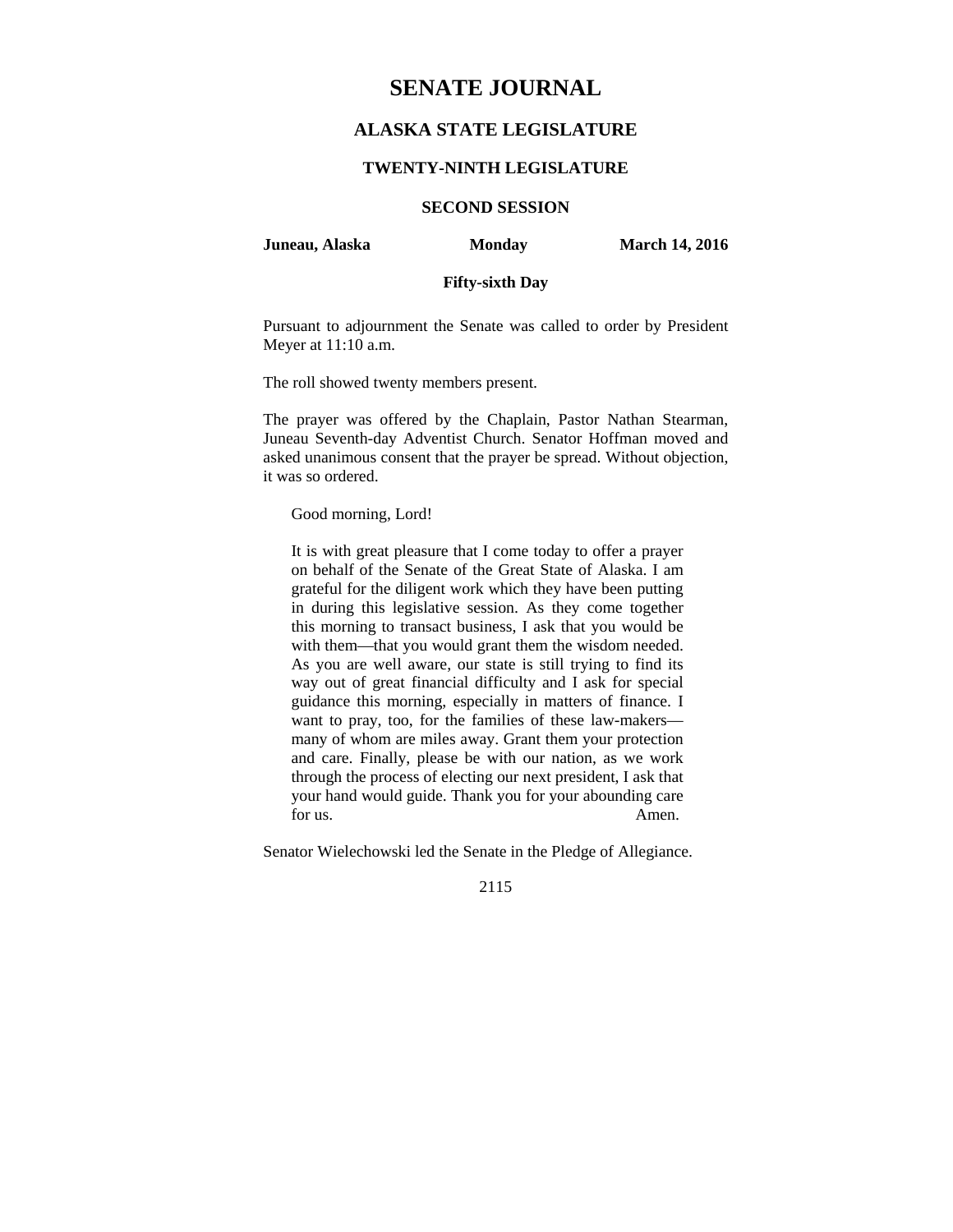# SENATE JOURNAL

## ALASKA STATE LEGISLATURE

### TWENTY-NINTH LEGISLATURE

### SECOND SESSION

**Juneau, Alaska** **Monday** **March 14, 2016**

**Fifty-sixth Day**

Pursuant to adjournment the Senate was called to order by President Meyer at 11:10 a.m.

The roll showed twenty members present.

The prayer was offered by the Chaplain, Pastor Nathan Stearman, Juneau Seventh-day Adventist Church. Senator Hoffman moved and asked unanimous consent that the prayer be spread. Without objection, it was so ordered.

> Good morning, Lord!
>
> It is with great pleasure that I come today to offer a prayer on behalf of the Senate of the Great State of Alaska. I am grateful for the diligent work which they have been putting in during this legislative session. As they come together this morning to transact business, I ask that you would be with them—that you would grant them the wisdom needed. As you are well aware, our state is still trying to find its way out of great financial difficulty and I ask for special guidance this morning, especially in matters of finance. I want to pray, too, for the families of these law-makers—many of whom are miles away. Grant them your protection and care. Finally, please be with our nation, as we work through the process of electing our next president, I ask that your hand would guide. Thank you for your abounding care for us. Amen.

Senator Wielechowski led the Senate in the Pledge of Allegiance.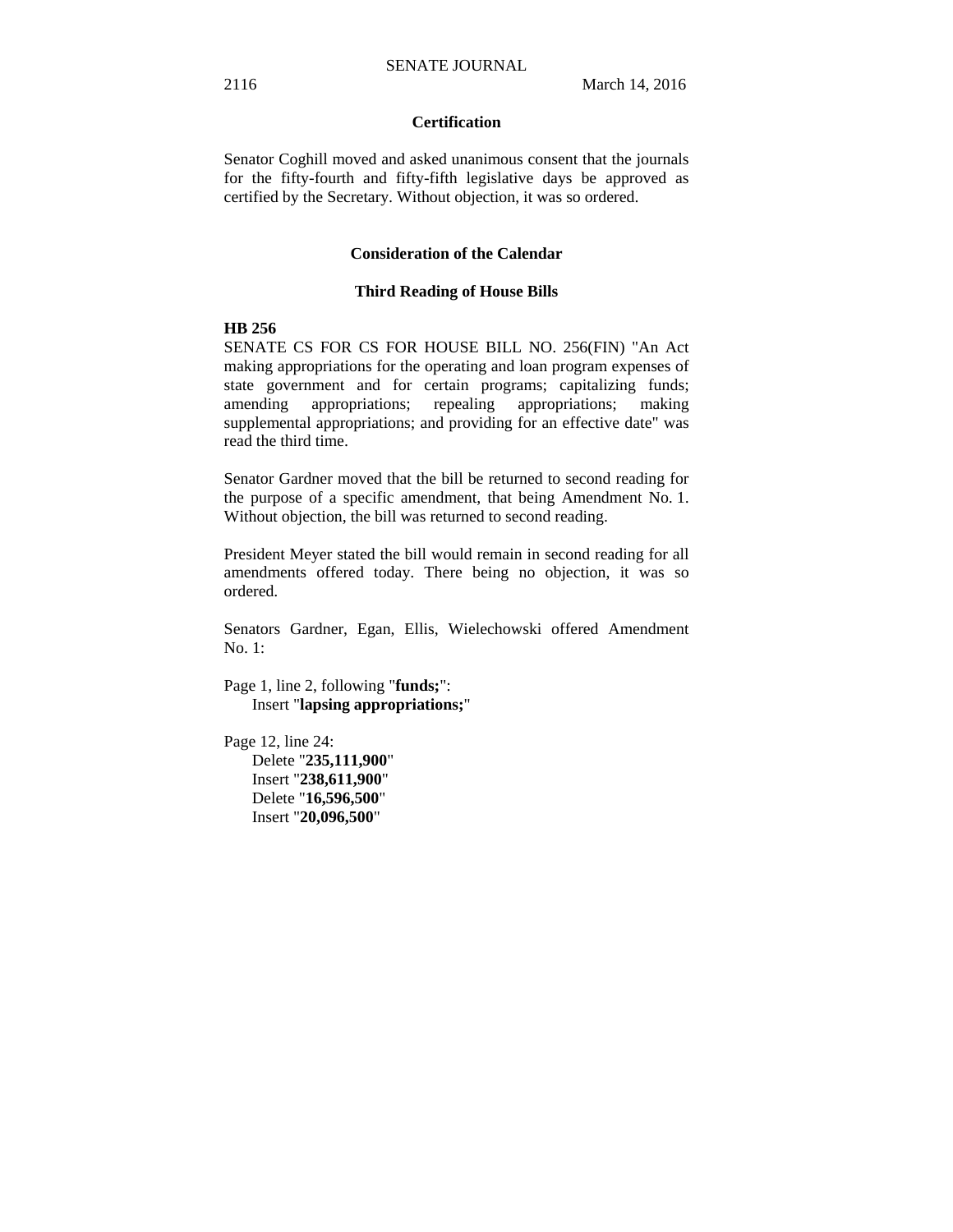### Certification

Senator Coghill moved and asked unanimous consent that the journals for the fifty-fourth and fifty-fifth legislative days be approved as certified by the Secretary. Without objection, it was so ordered.

### Consideration of the Calendar

### Third Reading of House Bills

**HB 256**

SENATE CS FOR CS FOR HOUSE BILL NO. 256(FIN) "An Act making appropriations for the operating and loan program expenses of state government and for certain programs; capitalizing funds; amending appropriations; repealing appropriations; making supplemental appropriations; and providing for an effective date" was read the third time.

Senator Gardner moved that the bill be returned to second reading for the purpose of a specific amendment, that being Amendment No. 1. Without objection, the bill was returned to second reading.

President Meyer stated the bill would remain in second reading for all amendments offered today. There being no objection, it was so ordered.

Senators Gardner, Egan, Ellis, Wielechowski offered Amendment No. 1:

Page 1, line 2, following "**funds;**":
  Insert "**lapsing appropriations;**"

Page 12, line 24:
  Delete "**235,111,900**"
  Insert "**238,611,900**"
  Delete "**16,596,500**"
  Insert "**20,096,500**"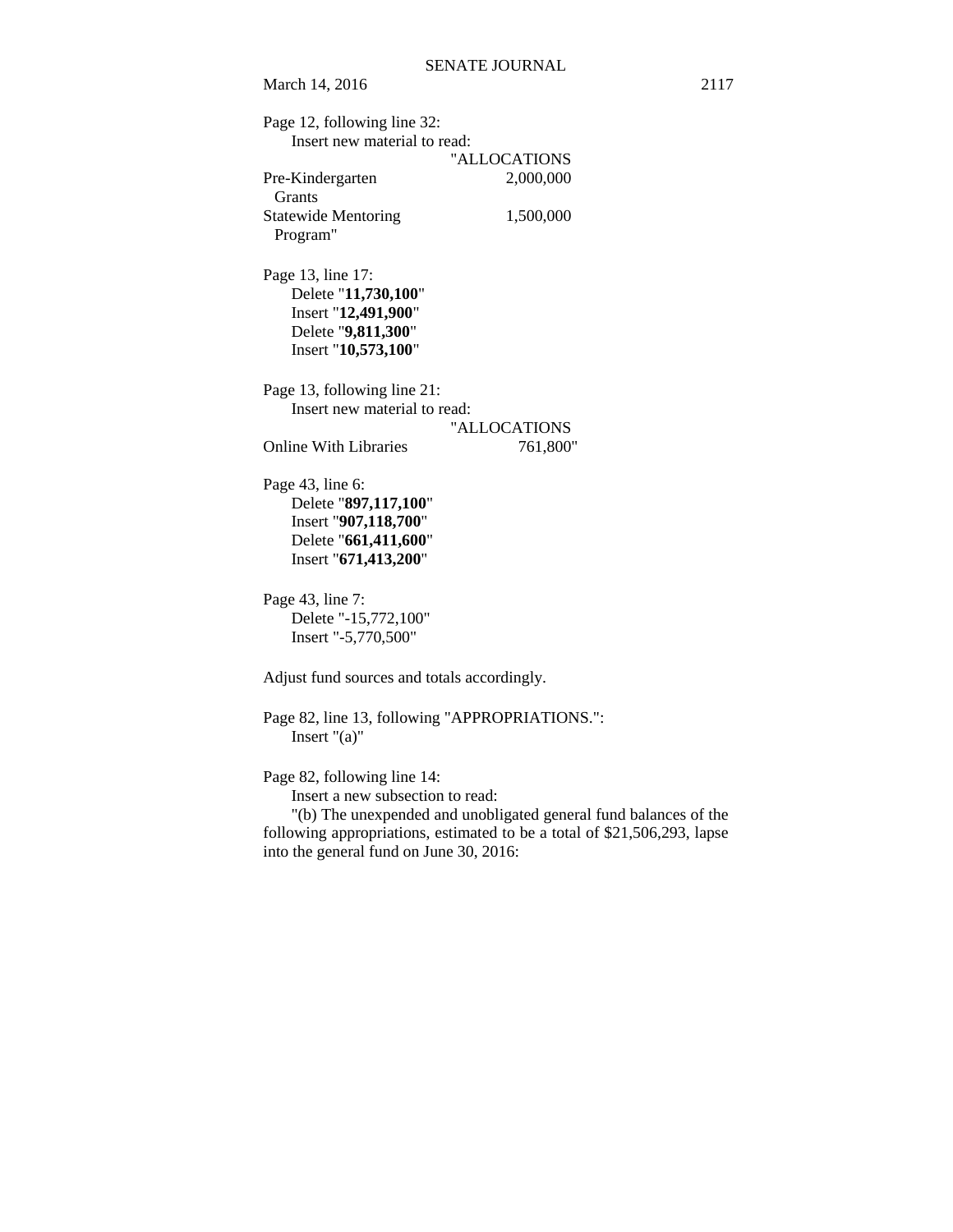Page 12, following line 32:

Insert new material to read:

| | "ALLOCATIONS |
|---|---|
| Pre-Kindergarten Grants | 2,000,000 |
| Statewide Mentoring Program" | 1,500,000 |

Page 13, line 17:

Delete "**11,730,100**"
Insert "**12,491,900**"
Delete "**9,811,300**"
Insert "**10,573,100**"

Page 13, following line 21:

Insert new material to read:

| | "ALLOCATIONS |
|---|---|
| Online With Libraries | 761,800" |

Page 43, line 6:

Delete "**897,117,100**"
Insert "**907,118,700**"
Delete "**661,411,600**"
Insert "**671,413,200**"

Page 43, line 7:

Delete "-15,772,100"
Insert "-5,770,500"

Adjust fund sources and totals accordingly.

Page 82, line 13, following "APPROPRIATIONS.":

Insert "(a)"

Page 82, following line 14:

Insert a new subsection to read:

"(b) The unexpended and unobligated general fund balances of the following appropriations, estimated to be a total of $21,506,293, lapse into the general fund on June 30, 2016: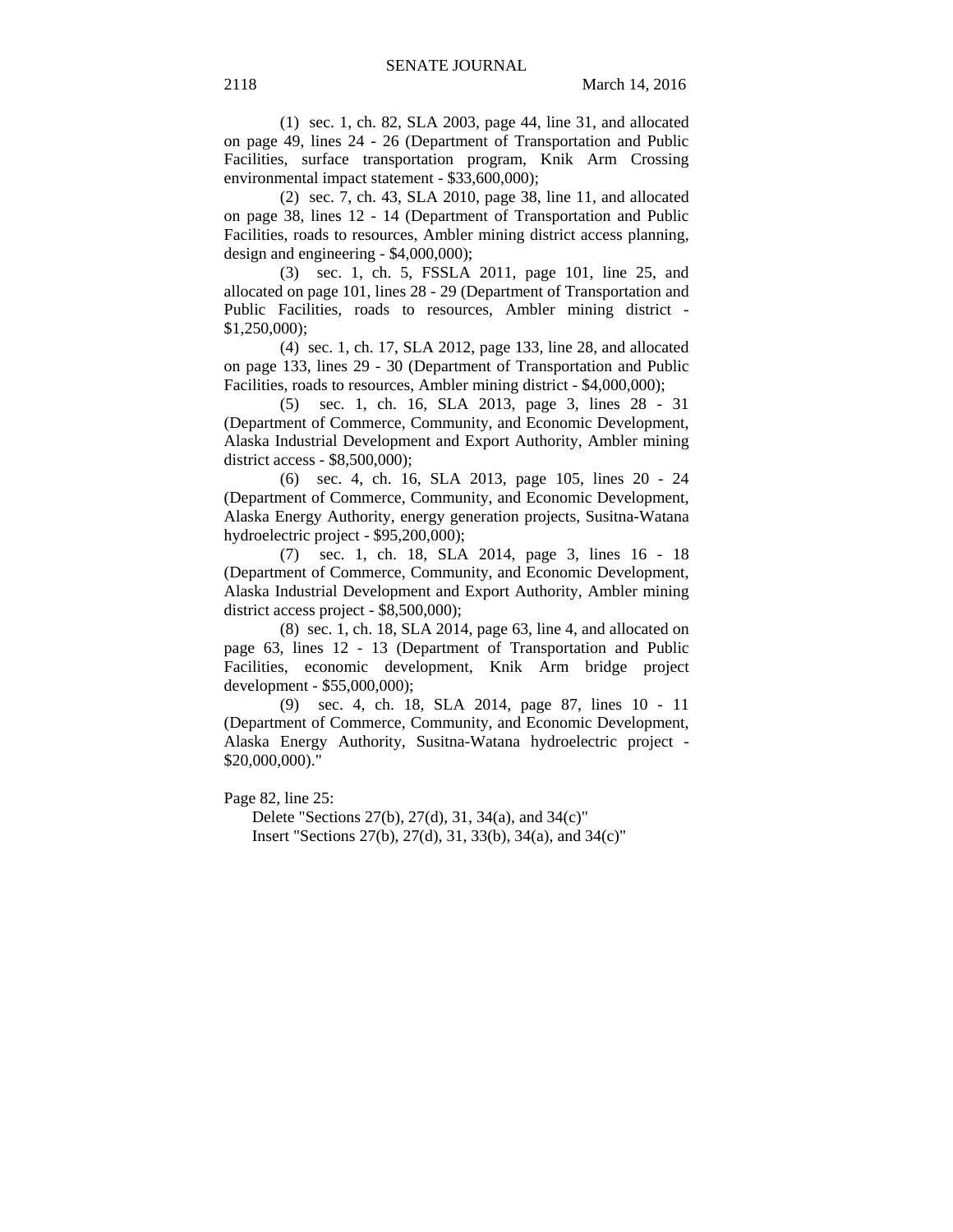(1) sec. 1, ch. 82, SLA 2003, page 44, line 31, and allocated on page 49, lines 24 - 26 (Department of Transportation and Public Facilities, surface transportation program, Knik Arm Crossing environmental impact statement - $33,600,000);

(2) sec. 7, ch. 43, SLA 2010, page 38, line 11, and allocated on page 38, lines 12 - 14 (Department of Transportation and Public Facilities, roads to resources, Ambler mining district access planning, design and engineering - $4,000,000);

(3) sec. 1, ch. 5, FSSLA 2011, page 101, line 25, and allocated on page 101, lines 28 - 29 (Department of Transportation and Public Facilities, roads to resources, Ambler mining district - $1,250,000);

(4) sec. 1, ch. 17, SLA 2012, page 133, line 28, and allocated on page 133, lines 29 - 30 (Department of Transportation and Public Facilities, roads to resources, Ambler mining district - $4,000,000);

(5) sec. 1, ch. 16, SLA 2013, page 3, lines 28 - 31 (Department of Commerce, Community, and Economic Development, Alaska Industrial Development and Export Authority, Ambler mining district access - $8,500,000);

(6) sec. 4, ch. 16, SLA 2013, page 105, lines 20 - 24 (Department of Commerce, Community, and Economic Development, Alaska Energy Authority, energy generation projects, Susitna-Watana hydroelectric project - $95,200,000);

(7) sec. 1, ch. 18, SLA 2014, page 3, lines 16 - 18 (Department of Commerce, Community, and Economic Development, Alaska Industrial Development and Export Authority, Ambler mining district access project - $8,500,000);

(8) sec. 1, ch. 18, SLA 2014, page 63, line 4, and allocated on page 63, lines 12 - 13 (Department of Transportation and Public Facilities, economic development, Knik Arm bridge project development - $55,000,000);

(9) sec. 4, ch. 18, SLA 2014, page 87, lines 10 - 11 (Department of Commerce, Community, and Economic Development, Alaska Energy Authority, Susitna-Watana hydroelectric project - $20,000,000)."

Page 82, line 25:

Delete "Sections 27(b), 27(d), 31, 34(a), and 34(c)"

Insert "Sections 27(b), 27(d), 31, 33(b), 34(a), and 34(c)"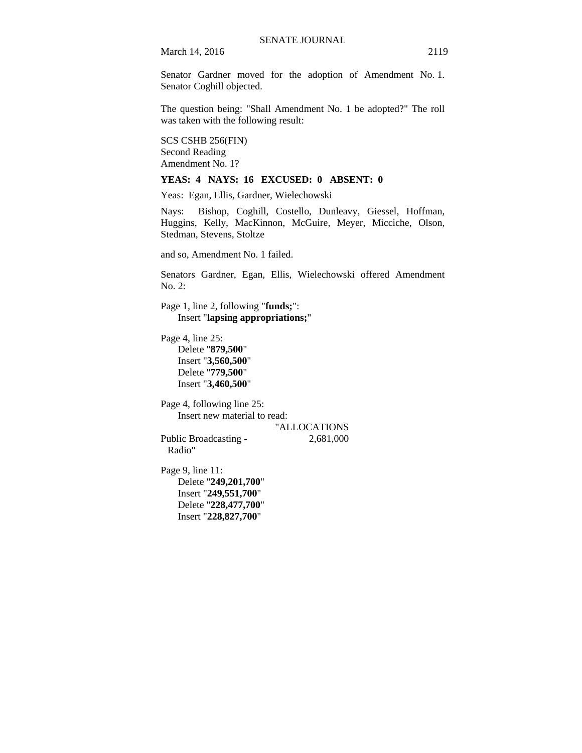Senator Gardner moved for the adoption of Amendment No. 1. Senator Coghill objected.

The question being: "Shall Amendment No. 1 be adopted?" The roll was taken with the following result:

SCS CSHB 256(FIN)
Second Reading
Amendment No. 1?

**YEAS: 4 NAYS: 16 EXCUSED: 0 ABSENT: 0**

Yeas: Egan, Ellis, Gardner, Wielechowski

Nays: Bishop, Coghill, Costello, Dunleavy, Giessel, Hoffman, Huggins, Kelly, MacKinnon, McGuire, Meyer, Micciche, Olson, Stedman, Stevens, Stoltze

and so, Amendment No. 1 failed.

Senators Gardner, Egan, Ellis, Wielechowski offered Amendment No. 2:

Page 1, line 2, following "**funds;**":
Insert "**lapsing appropriations;**"

Page 4, line 25:
Delete "**879,500**"
Insert "**3,560,500**"
Delete "**779,500**"
Insert "**3,460,500**"

Page 4, following line 25:
Insert new material to read:

| | "ALLOCATIONS |
|---|---|
| Public Broadcasting - Radio" | 2,681,000 |

Page 9, line 11:
Delete "**249,201,700**"
Insert "**249,551,700**"
Delete "**228,477,700**"
Insert "**228,827,700**"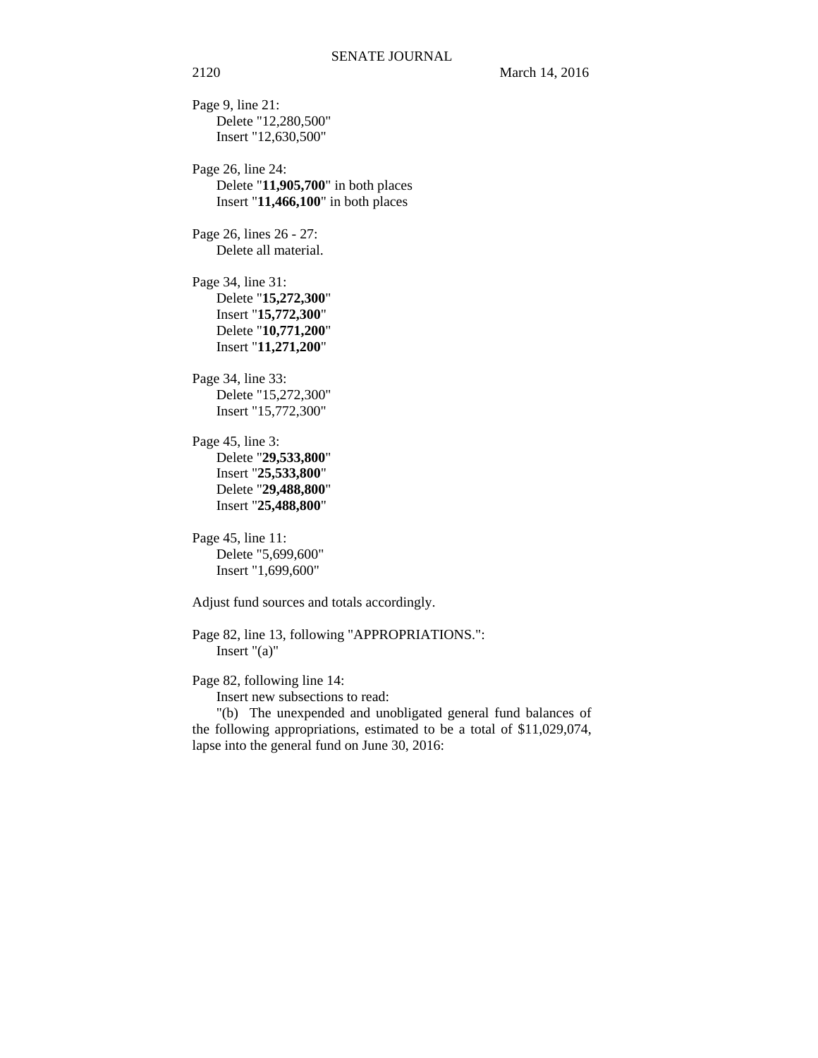Page 9, line 21:
Delete "12,280,500"
Insert "12,630,500"

Page 26, line 24:
Delete "**11,905,700**" in both places
Insert "**11,466,100**" in both places

Page 26, lines 26 - 27:
Delete all material.

Page 34, line 31:
Delete "**15,272,300**"
Insert "**15,772,300**"
Delete "**10,771,200**"
Insert "**11,271,200**"

Page 34, line 33:
Delete "15,272,300"
Insert "15,772,300"

Page 45, line 3:
Delete "**29,533,800**"
Insert "**25,533,800**"
Delete "**29,488,800**"
Insert "**25,488,800**"

Page 45, line 11:
Delete "5,699,600"
Insert "1,699,600"

Adjust fund sources and totals accordingly.

Page 82, line 13, following "APPROPRIATIONS.":
Insert "(a)"

Page 82, following line 14:
Insert new subsections to read:
"(b) The unexpended and unobligated general fund balances of the following appropriations, estimated to be a total of $11,029,074, lapse into the general fund on June 30, 2016: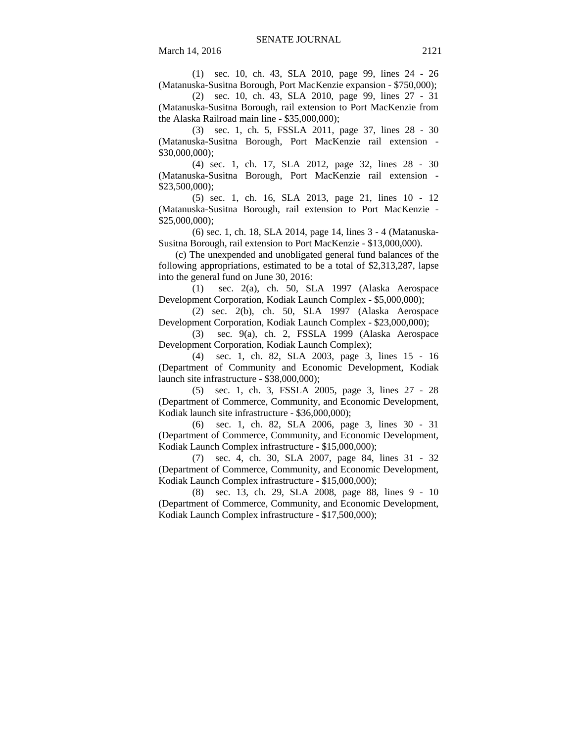(1) sec. 10, ch. 43, SLA 2010, page 99, lines 24 - 26 (Matanuska-Susitna Borough, Port MacKenzie expansion - $750,000);

(2) sec. 10, ch. 43, SLA 2010, page 99, lines 27 - 31 (Matanuska-Susitna Borough, rail extension to Port MacKenzie from the Alaska Railroad main line - $35,000,000);

(3) sec. 1, ch. 5, FSSLA 2011, page 37, lines 28 - 30 (Matanuska-Susitna Borough, Port MacKenzie rail extension - $30,000,000);

(4) sec. 1, ch. 17, SLA 2012, page 32, lines 28 - 30 (Matanuska-Susitna Borough, Port MacKenzie rail extension - $23,500,000);

(5) sec. 1, ch. 16, SLA 2013, page 21, lines 10 - 12 (Matanuska-Susitna Borough, rail extension to Port MacKenzie - $25,000,000);

(6) sec. 1, ch. 18, SLA 2014, page 14, lines 3 - 4 (Matanuska-Susitna Borough, rail extension to Port MacKenzie - $13,000,000).

(c) The unexpended and unobligated general fund balances of the following appropriations, estimated to be a total of $2,313,287, lapse into the general fund on June 30, 2016:

(1) sec. 2(a), ch. 50, SLA 1997 (Alaska Aerospace Development Corporation, Kodiak Launch Complex - $5,000,000);

(2) sec. 2(b), ch. 50, SLA 1997 (Alaska Aerospace Development Corporation, Kodiak Launch Complex - $23,000,000);

(3) sec. 9(a), ch. 2, FSSLA 1999 (Alaska Aerospace Development Corporation, Kodiak Launch Complex);

(4) sec. 1, ch. 82, SLA 2003, page 3, lines 15 - 16 (Department of Community and Economic Development, Kodiak launch site infrastructure - $38,000,000);

(5) sec. 1, ch. 3, FSSLA 2005, page 3, lines 27 - 28 (Department of Commerce, Community, and Economic Development, Kodiak launch site infrastructure - $36,000,000);

(6) sec. 1, ch. 82, SLA 2006, page 3, lines 30 - 31 (Department of Commerce, Community, and Economic Development, Kodiak Launch Complex infrastructure - $15,000,000);

(7) sec. 4, ch. 30, SLA 2007, page 84, lines 31 - 32 (Department of Commerce, Community, and Economic Development, Kodiak Launch Complex infrastructure - $15,000,000);

(8) sec. 13, ch. 29, SLA 2008, page 88, lines 9 - 10 (Department of Commerce, Community, and Economic Development, Kodiak Launch Complex infrastructure - $17,500,000);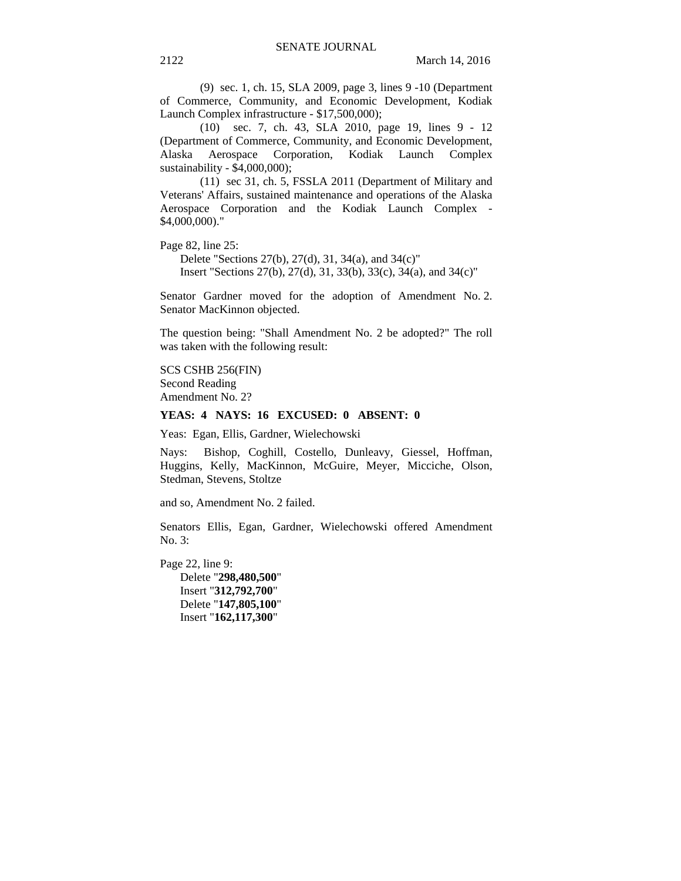(9) sec. 1, ch. 15, SLA 2009, page 3, lines 9 -10 (Department of Commerce, Community, and Economic Development, Kodiak Launch Complex infrastructure - $17,500,000);

(10) sec. 7, ch. 43, SLA 2010, page 19, lines 9 - 12 (Department of Commerce, Community, and Economic Development, Alaska Aerospace Corporation, Kodiak Launch Complex sustainability - $4,000,000);

(11) sec 31, ch. 5, FSSLA 2011 (Department of Military and Veterans' Affairs, sustained maintenance and operations of the Alaska Aerospace Corporation and the Kodiak Launch Complex - $4,000,000)."

Page 82, line 25:
Delete "Sections 27(b), 27(d), 31, 34(a), and 34(c)"
Insert "Sections 27(b), 27(d), 31, 33(b), 33(c), 34(a), and 34(c)"

Senator Gardner moved for the adoption of Amendment No. 2. Senator MacKinnon objected.

The question being: "Shall Amendment No. 2 be adopted?" The roll was taken with the following result:

SCS CSHB 256(FIN)
Second Reading
Amendment No. 2?

**YEAS: 4 NAYS: 16 EXCUSED: 0 ABSENT: 0**

Yeas: Egan, Ellis, Gardner, Wielechowski

Nays: Bishop, Coghill, Costello, Dunleavy, Giessel, Hoffman, Huggins, Kelly, MacKinnon, McGuire, Meyer, Micciche, Olson, Stedman, Stevens, Stoltze

and so, Amendment No. 2 failed.

Senators Ellis, Egan, Gardner, Wielechowski offered Amendment No. 3:

Page 22, line 9:
Delete "**298,480,500**"
Insert "**312,792,700**"
Delete "**147,805,100**"
Insert "**162,117,300**"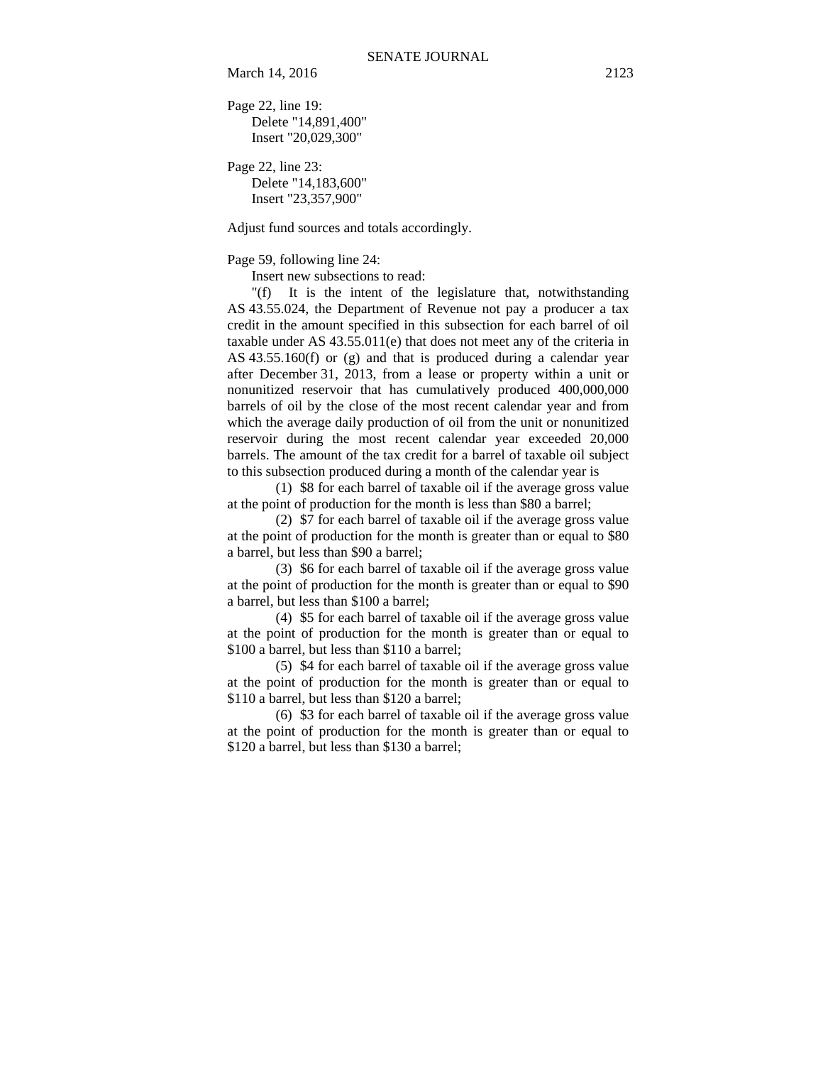Page 22, line 19:

Delete "14,891,400"
Insert "20,029,300"

Page 22, line 23:

Delete "14,183,600"
Insert "23,357,900"

Adjust fund sources and totals accordingly.

Page 59, following line 24:

Insert new subsections to read:

"(f) It is the intent of the legislature that, notwithstanding AS 43.55.024, the Department of Revenue not pay a producer a tax credit in the amount specified in this subsection for each barrel of oil taxable under AS 43.55.011(e) that does not meet any of the criteria in AS 43.55.160(f) or (g) and that is produced during a calendar year after December 31, 2013, from a lease or property within a unit or nonunitized reservoir that has cumulatively produced 400,000,000 barrels of oil by the close of the most recent calendar year and from which the average daily production of oil from the unit or nonunitized reservoir during the most recent calendar year exceeded 20,000 barrels. The amount of the tax credit for a barrel of taxable oil subject to this subsection produced during a month of the calendar year is

(1) $8 for each barrel of taxable oil if the average gross value at the point of production for the month is less than $80 a barrel;

(2) $7 for each barrel of taxable oil if the average gross value at the point of production for the month is greater than or equal to $80 a barrel, but less than $90 a barrel;

(3) $6 for each barrel of taxable oil if the average gross value at the point of production for the month is greater than or equal to $90 a barrel, but less than $100 a barrel;

(4) $5 for each barrel of taxable oil if the average gross value at the point of production for the month is greater than or equal to $100 a barrel, but less than $110 a barrel;

(5) $4 for each barrel of taxable oil if the average gross value at the point of production for the month is greater than or equal to $110 a barrel, but less than $120 a barrel;

(6) $3 for each barrel of taxable oil if the average gross value at the point of production for the month is greater than or equal to $120 a barrel, but less than $130 a barrel;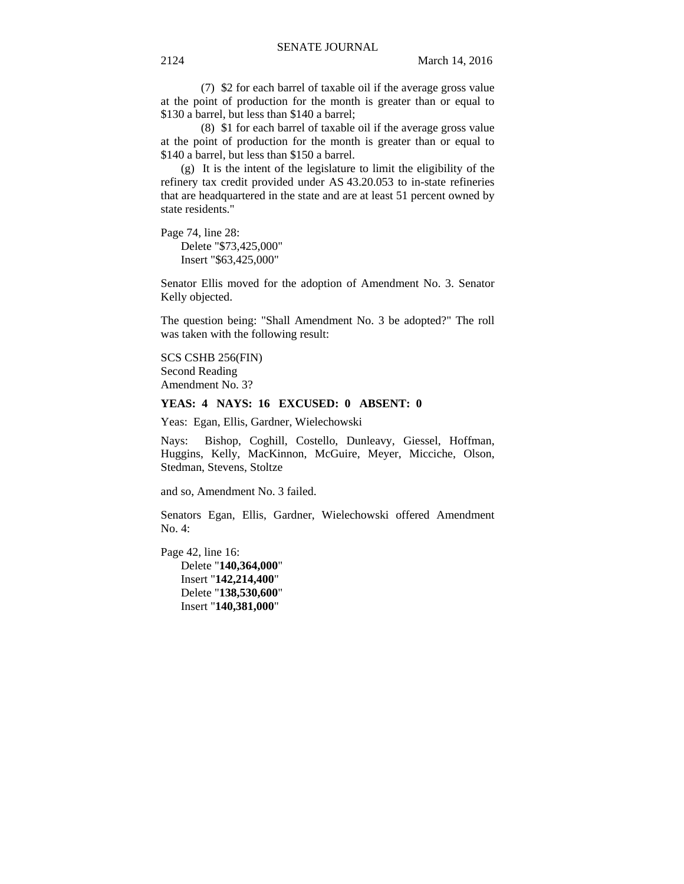(7) $2 for each barrel of taxable oil if the average gross value at the point of production for the month is greater than or equal to $130 a barrel, but less than $140 a barrel;

(8) $1 for each barrel of taxable oil if the average gross value at the point of production for the month is greater than or equal to $140 a barrel, but less than $150 a barrel.

(g) It is the intent of the legislature to limit the eligibility of the refinery tax credit provided under AS 43.20.053 to in-state refineries that are headquartered in the state and are at least 51 percent owned by state residents."

Page 74, line 28:
Delete "$73,425,000"
Insert "$63,425,000"

Senator Ellis moved for the adoption of Amendment No. 3. Senator Kelly objected.

The question being: "Shall Amendment No. 3 be adopted?" The roll was taken with the following result:

SCS CSHB 256(FIN)
Second Reading
Amendment No. 3?

**YEAS: 4 NAYS: 16 EXCUSED: 0 ABSENT: 0**

Yeas: Egan, Ellis, Gardner, Wielechowski

Nays: Bishop, Coghill, Costello, Dunleavy, Giessel, Hoffman, Huggins, Kelly, MacKinnon, McGuire, Meyer, Micciche, Olson, Stedman, Stevens, Stoltze

and so, Amendment No. 3 failed.

Senators Egan, Ellis, Gardner, Wielechowski offered Amendment No. 4:

Page 42, line 16:
Delete "**140,364,000**"
Insert "**142,214,400**"
Delete "**138,530,600**"
Insert "**140,381,000**"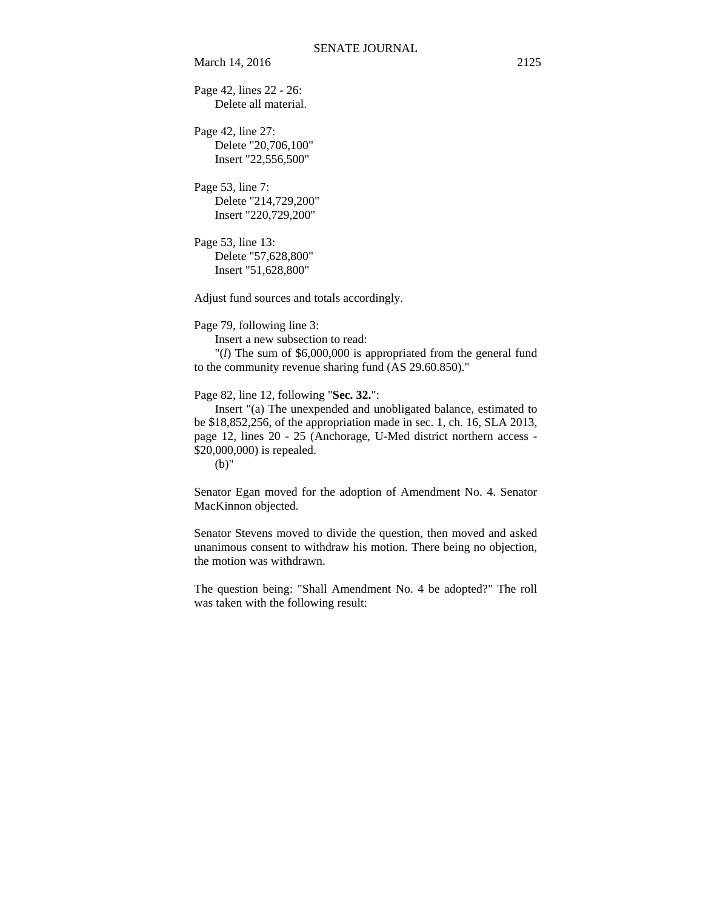Page 42, lines 22 - 26:
    Delete all material.

Page 42, line 27:
    Delete "20,706,100"
    Insert "22,556,500"

Page 53, line 7:
    Delete "214,729,200"
    Insert "220,729,200"

Page 53, line 13:
    Delete "57,628,800"
    Insert "51,628,800"

Adjust fund sources and totals accordingly.

Page 79, following line 3:
    Insert a new subsection to read:
    "(*l*) The sum of $6,000,000 is appropriated from the general fund to the community revenue sharing fund (AS 29.60.850)."

Page 82, line 12, following "**Sec. 32.**":
    Insert "(a) The unexpended and unobligated balance, estimated to be $18,852,256, of the appropriation made in sec. 1, ch. 16, SLA 2013, page 12, lines 20 - 25 (Anchorage, U-Med district northern access - $20,000,000) is repealed.
    (b)"

Senator Egan moved for the adoption of Amendment No. 4. Senator MacKinnon objected.

Senator Stevens moved to divide the question, then moved and asked unanimous consent to withdraw his motion. There being no objection, the motion was withdrawn.

The question being: "Shall Amendment No. 4 be adopted?" The roll was taken with the following result: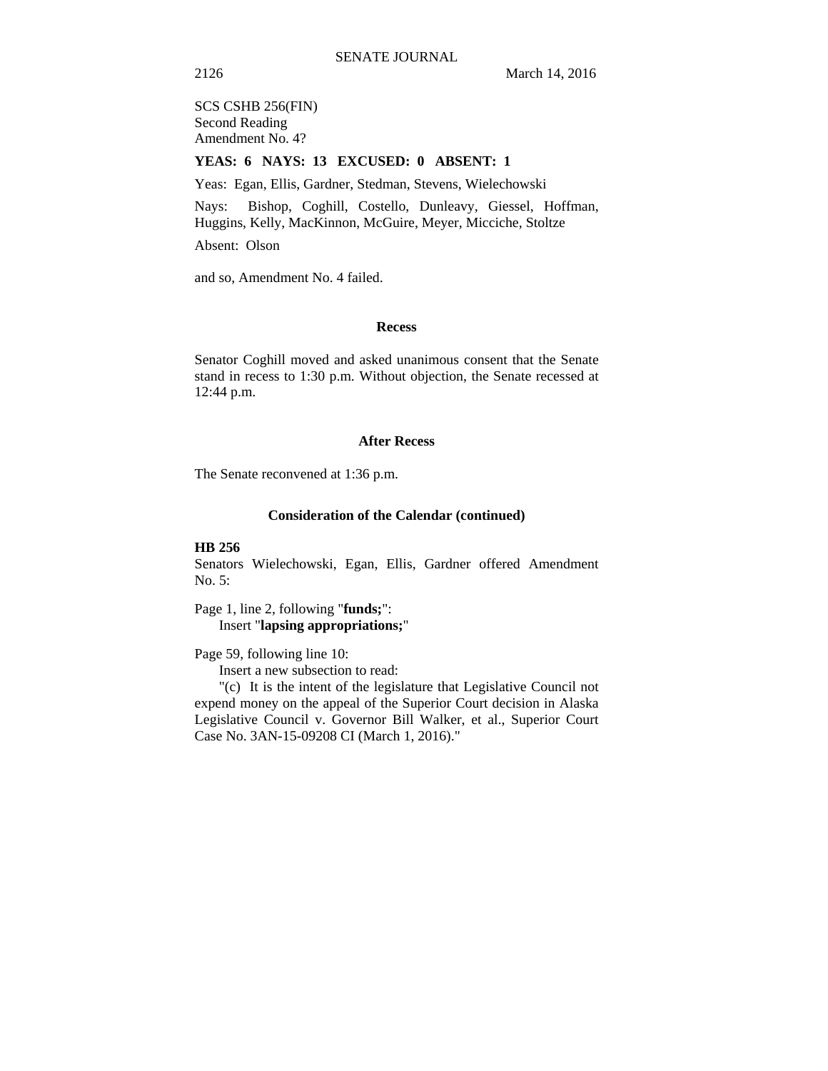SCS CSHB 256(FIN)
Second Reading
Amendment No. 4?

**YEAS: 6 NAYS: 13 EXCUSED: 0 ABSENT: 1**

Yeas: Egan, Ellis, Gardner, Stedman, Stevens, Wielechowski

Nays: Bishop, Coghill, Costello, Dunleavy, Giessel, Hoffman, Huggins, Kelly, MacKinnon, McGuire, Meyer, Micciche, Stoltze

Absent: Olson

and so, Amendment No. 4 failed.

**Recess**

Senator Coghill moved and asked unanimous consent that the Senate stand in recess to 1:30 p.m. Without objection, the Senate recessed at 12:44 p.m.

**After Recess**

The Senate reconvened at 1:36 p.m.

**Consideration of the Calendar (continued)**

**HB 256**
Senators Wielechowski, Egan, Ellis, Gardner offered Amendment No. 5:

Page 1, line 2, following "**funds;**":
Insert "**lapsing appropriations;**"

Page 59, following line 10:
Insert a new subsection to read:
"(c) It is the intent of the legislature that Legislative Council not expend money on the appeal of the Superior Court decision in Alaska Legislative Council v. Governor Bill Walker, et al., Superior Court Case No. 3AN-15-09208 CI (March 1, 2016)."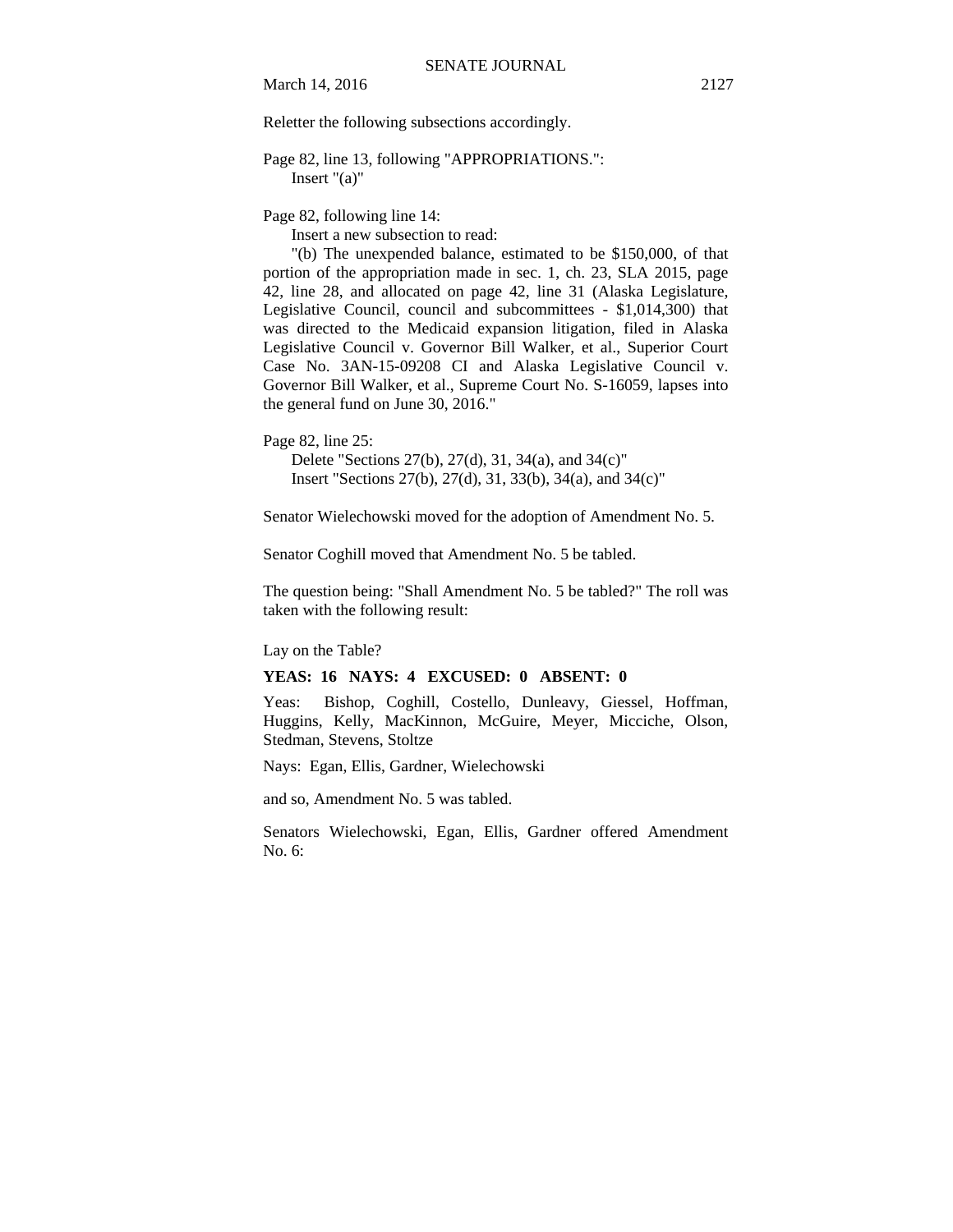Reletter the following subsections accordingly.

Page 82, line 13, following "APPROPRIATIONS.":
Insert "(a)"

Page 82, following line 14:
Insert a new subsection to read:
"(b) The unexpended balance, estimated to be $150,000, of that portion of the appropriation made in sec. 1, ch. 23, SLA 2015, page 42, line 28, and allocated on page 42, line 31 (Alaska Legislature, Legislative Council, council and subcommittees - $1,014,300) that was directed to the Medicaid expansion litigation, filed in Alaska Legislative Council v. Governor Bill Walker, et al., Superior Court Case No. 3AN-15-09208 CI and Alaska Legislative Council v. Governor Bill Walker, et al., Supreme Court No. S-16059, lapses into the general fund on June 30, 2016."

Page 82, line 25:
Delete "Sections 27(b), 27(d), 31, 34(a), and 34(c)"
Insert "Sections 27(b), 27(d), 31, 33(b), 34(a), and 34(c)"

Senator Wielechowski moved for the adoption of Amendment No. 5.

Senator Coghill moved that Amendment No. 5 be tabled.

The question being: "Shall Amendment No. 5 be tabled?" The roll was taken with the following result:

Lay on the Table?

**YEAS: 16 NAYS: 4 EXCUSED: 0 ABSENT: 0**

Yeas: Bishop, Coghill, Costello, Dunleavy, Giessel, Hoffman, Huggins, Kelly, MacKinnon, McGuire, Meyer, Micciche, Olson, Stedman, Stevens, Stoltze

Nays: Egan, Ellis, Gardner, Wielechowski

and so, Amendment No. 5 was tabled.

Senators Wielechowski, Egan, Ellis, Gardner offered Amendment No. 6: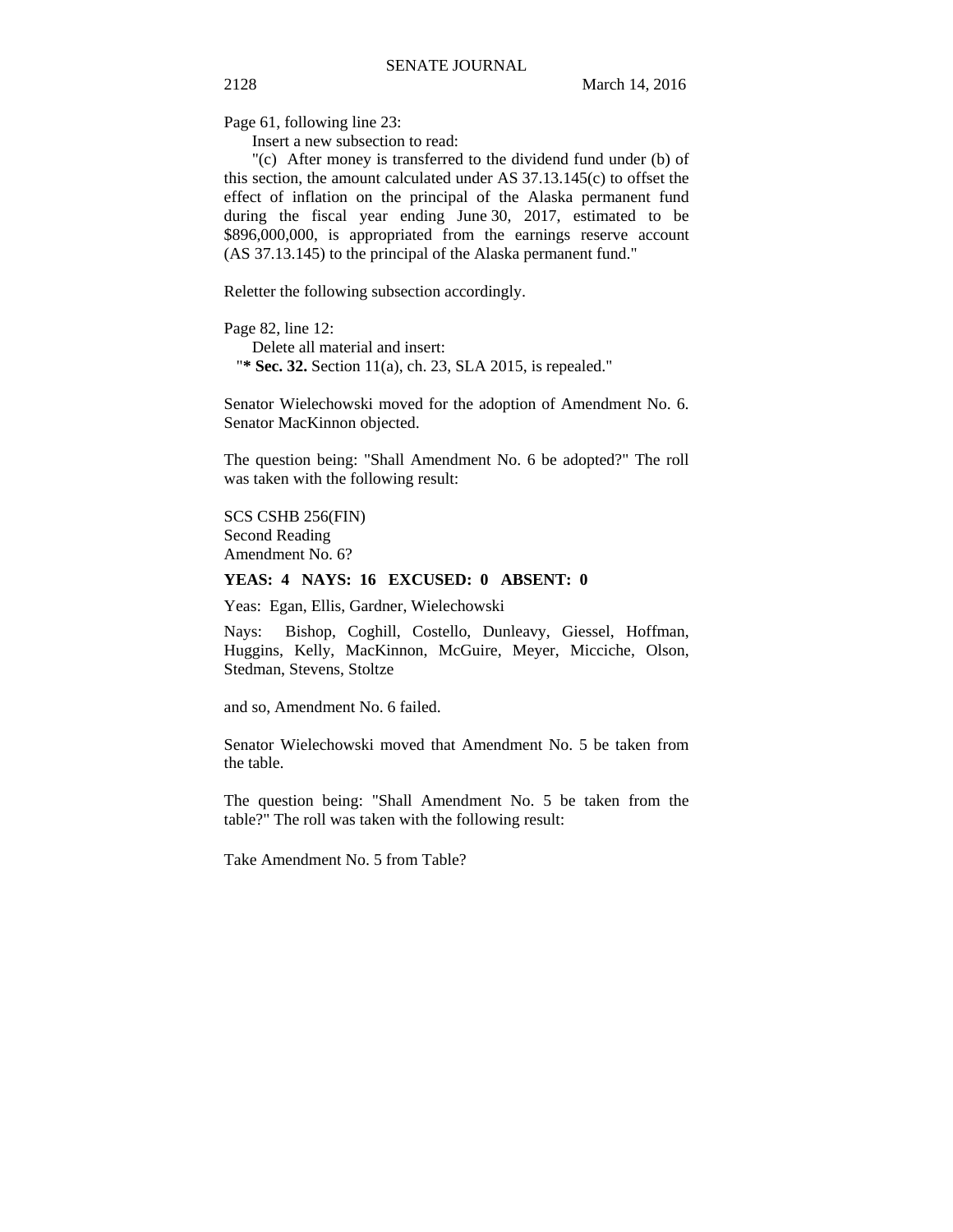Page 61, following line 23:

Insert a new subsection to read:

"(c) After money is transferred to the dividend fund under (b) of this section, the amount calculated under AS 37.13.145(c) to offset the effect of inflation on the principal of the Alaska permanent fund during the fiscal year ending June 30, 2017, estimated to be \$896,000,000, is appropriated from the earnings reserve account (AS 37.13.145) to the principal of the Alaska permanent fund."

Reletter the following subsection accordingly.

Page 82, line 12:

Delete all material and insert:

"**\* Sec. 32.** Section 11(a), ch. 23, SLA 2015, is repealed."

Senator Wielechowski moved for the adoption of Amendment No. 6. Senator MacKinnon objected.

The question being: "Shall Amendment No. 6 be adopted?" The roll was taken with the following result:

SCS CSHB 256(FIN)
Second Reading
Amendment No. 6?

**YEAS: 4 NAYS: 16 EXCUSED: 0 ABSENT: 0**

Yeas: Egan, Ellis, Gardner, Wielechowski

Nays: Bishop, Coghill, Costello, Dunleavy, Giessel, Hoffman, Huggins, Kelly, MacKinnon, McGuire, Meyer, Micciche, Olson, Stedman, Stevens, Stoltze

and so, Amendment No. 6 failed.

Senator Wielechowski moved that Amendment No. 5 be taken from the table.

The question being: "Shall Amendment No. 5 be taken from the table?" The roll was taken with the following result:

Take Amendment No. 5 from Table?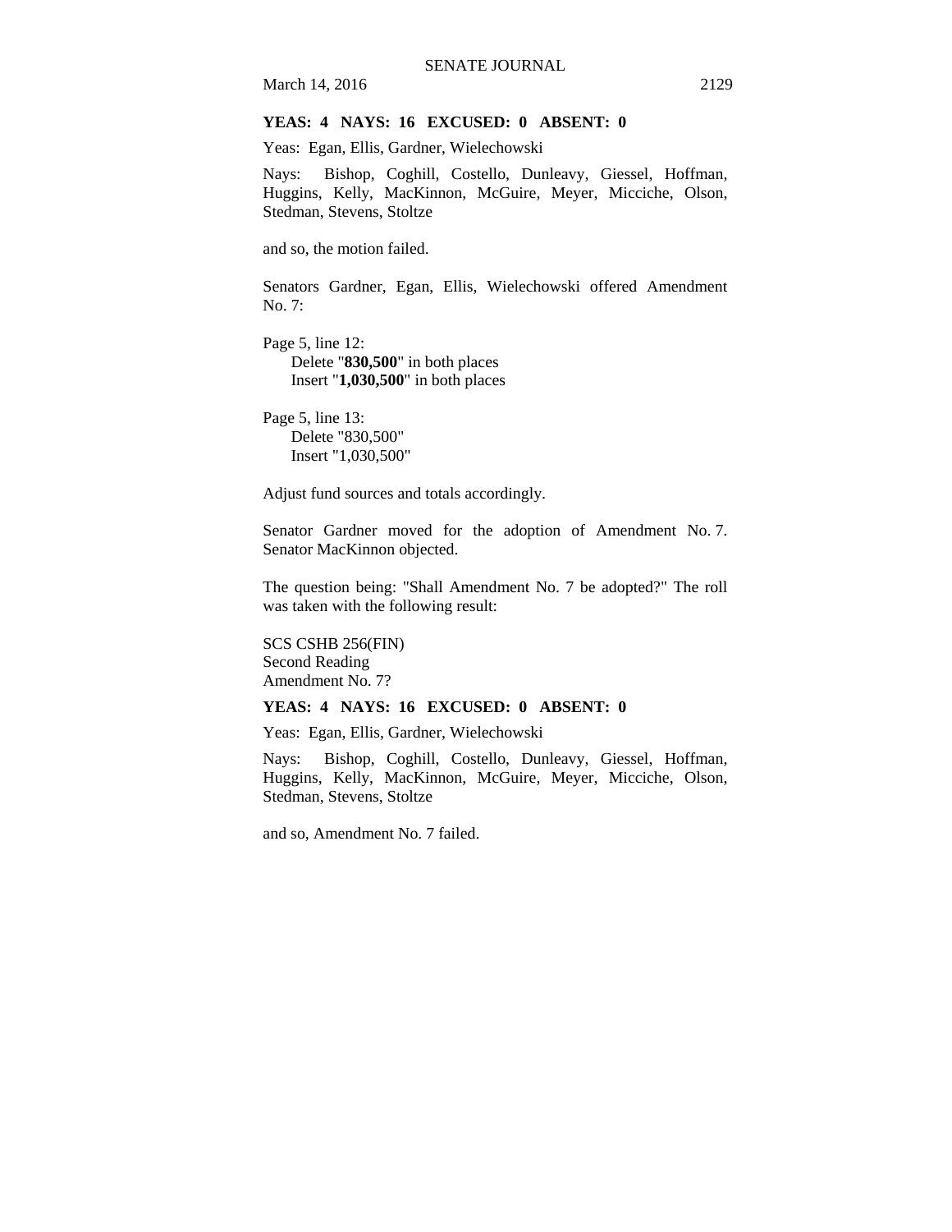**YEAS: 4 NAYS: 16 EXCUSED: 0 ABSENT: 0**

Yeas: Egan, Ellis, Gardner, Wielechowski

Nays: Bishop, Coghill, Costello, Dunleavy, Giessel, Hoffman, Huggins, Kelly, MacKinnon, McGuire, Meyer, Micciche, Olson, Stedman, Stevens, Stoltze

and so, the motion failed.

Senators Gardner, Egan, Ellis, Wielechowski offered Amendment No. 7:

Page 5, line 12:
Delete "**830,500**" in both places
Insert "**1,030,500**" in both places

Page 5, line 13:
Delete "830,500"
Insert "1,030,500"

Adjust fund sources and totals accordingly.

Senator Gardner moved for the adoption of Amendment No. 7. Senator MacKinnon objected.

The question being: "Shall Amendment No. 7 be adopted?" The roll was taken with the following result:

SCS CSHB 256(FIN)
Second Reading
Amendment No. 7?

**YEAS: 4 NAYS: 16 EXCUSED: 0 ABSENT: 0**

Yeas: Egan, Ellis, Gardner, Wielechowski

Nays: Bishop, Coghill, Costello, Dunleavy, Giessel, Hoffman, Huggins, Kelly, MacKinnon, McGuire, Meyer, Micciche, Olson, Stedman, Stevens, Stoltze

and so, Amendment No. 7 failed.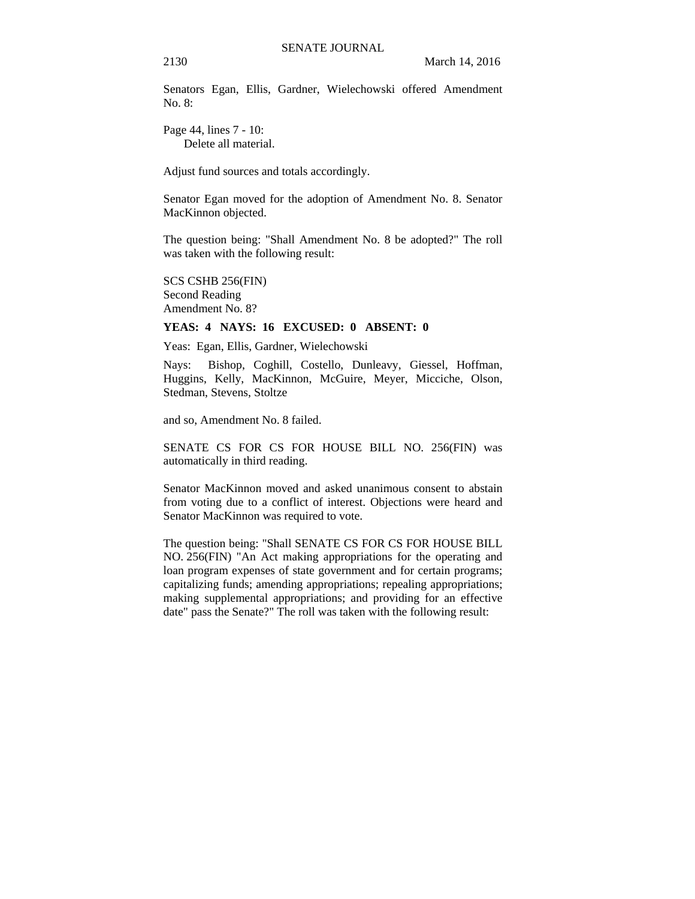Senators Egan, Ellis, Gardner, Wielechowski offered Amendment No. 8:

Page 44, lines 7 - 10:
Delete all material.

Adjust fund sources and totals accordingly.

Senator Egan moved for the adoption of Amendment No. 8. Senator MacKinnon objected.

The question being: "Shall Amendment No. 8 be adopted?" The roll was taken with the following result:

SCS CSHB 256(FIN)
Second Reading
Amendment No. 8?

**YEAS: 4 NAYS: 16 EXCUSED: 0 ABSENT: 0**

Yeas: Egan, Ellis, Gardner, Wielechowski

Nays: Bishop, Coghill, Costello, Dunleavy, Giessel, Hoffman, Huggins, Kelly, MacKinnon, McGuire, Meyer, Micciche, Olson, Stedman, Stevens, Stoltze

and so, Amendment No. 8 failed.

SENATE CS FOR CS FOR HOUSE BILL NO. 256(FIN) was automatically in third reading.

Senator MacKinnon moved and asked unanimous consent to abstain from voting due to a conflict of interest. Objections were heard and Senator MacKinnon was required to vote.

The question being: "Shall SENATE CS FOR CS FOR HOUSE BILL NO. 256(FIN) "An Act making appropriations for the operating and loan program expenses of state government and for certain programs; capitalizing funds; amending appropriations; repealing appropriations; making supplemental appropriations; and providing for an effective date" pass the Senate?" The roll was taken with the following result: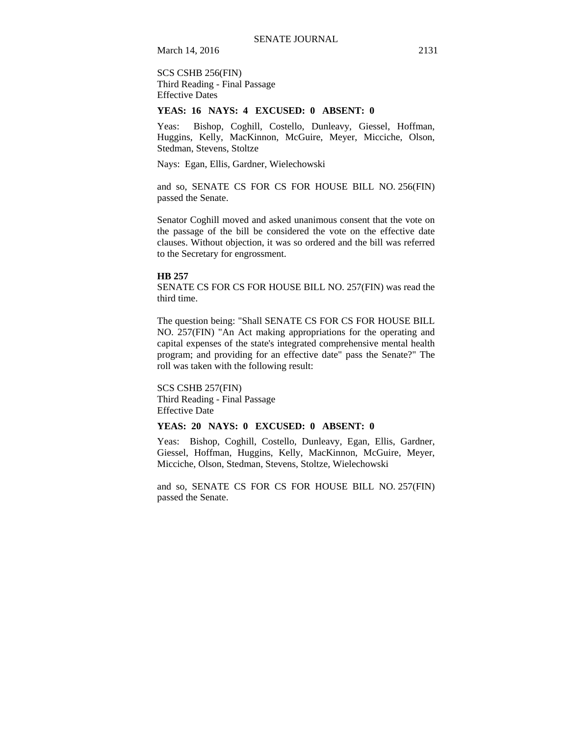SCS CSHB 256(FIN)
Third Reading - Final Passage
Effective Dates

**YEAS: 16 NAYS: 4 EXCUSED: 0 ABSENT: 0**

Yeas: Bishop, Coghill, Costello, Dunleavy, Giessel, Hoffman, Huggins, Kelly, MacKinnon, McGuire, Meyer, Micciche, Olson, Stedman, Stevens, Stoltze

Nays: Egan, Ellis, Gardner, Wielechowski

and so, SENATE CS FOR CS FOR HOUSE BILL NO. 256(FIN) passed the Senate.

Senator Coghill moved and asked unanimous consent that the vote on the passage of the bill be considered the vote on the effective date clauses. Without objection, it was so ordered and the bill was referred to the Secretary for engrossment.

**HB 257**

SENATE CS FOR CS FOR HOUSE BILL NO. 257(FIN) was read the third time.

The question being: "Shall SENATE CS FOR CS FOR HOUSE BILL NO. 257(FIN) "An Act making appropriations for the operating and capital expenses of the state's integrated comprehensive mental health program; and providing for an effective date" pass the Senate?" The roll was taken with the following result:

SCS CSHB 257(FIN)
Third Reading - Final Passage
Effective Date

**YEAS: 20 NAYS: 0 EXCUSED: 0 ABSENT: 0**

Yeas: Bishop, Coghill, Costello, Dunleavy, Egan, Ellis, Gardner, Giessel, Hoffman, Huggins, Kelly, MacKinnon, McGuire, Meyer, Micciche, Olson, Stedman, Stevens, Stoltze, Wielechowski

and so, SENATE CS FOR CS FOR HOUSE BILL NO. 257(FIN) passed the Senate.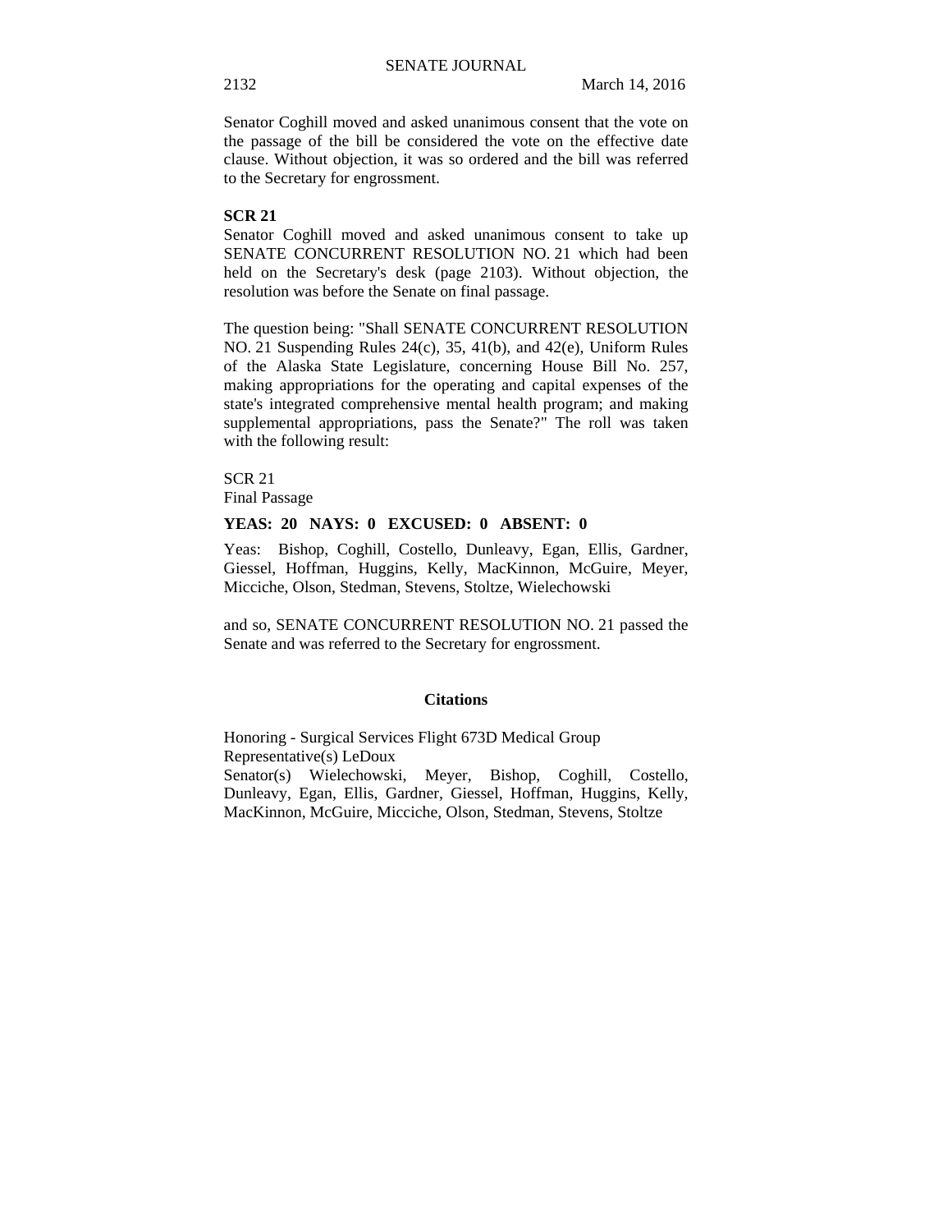Senator Coghill moved and asked unanimous consent that the vote on the passage of the bill be considered the vote on the effective date clause. Without objection, it was so ordered and the bill was referred to the Secretary for engrossment.

**SCR 21**

Senator Coghill moved and asked unanimous consent to take up SENATE CONCURRENT RESOLUTION NO. 21 which had been held on the Secretary's desk (page 2103). Without objection, the resolution was before the Senate on final passage.

The question being: "Shall SENATE CONCURRENT RESOLUTION NO. 21 Suspending Rules 24(c), 35, 41(b), and 42(e), Uniform Rules of the Alaska State Legislature, concerning House Bill No. 257, making appropriations for the operating and capital expenses of the state's integrated comprehensive mental health program; and making supplemental appropriations, pass the Senate?" The roll was taken with the following result:

SCR 21
Final Passage

**YEAS: 20 NAYS: 0 EXCUSED: 0 ABSENT: 0**

Yeas: Bishop, Coghill, Costello, Dunleavy, Egan, Ellis, Gardner, Giessel, Hoffman, Huggins, Kelly, MacKinnon, McGuire, Meyer, Micciche, Olson, Stedman, Stevens, Stoltze, Wielechowski

and so, SENATE CONCURRENT RESOLUTION NO. 21 passed the Senate and was referred to the Secretary for engrossment.

## Citations

Honoring - Surgical Services Flight 673D Medical Group
Representative(s) LeDoux
Senator(s) Wielechowski, Meyer, Bishop, Coghill, Costello, Dunleavy, Egan, Ellis, Gardner, Giessel, Hoffman, Huggins, Kelly, MacKinnon, McGuire, Micciche, Olson, Stedman, Stevens, Stoltze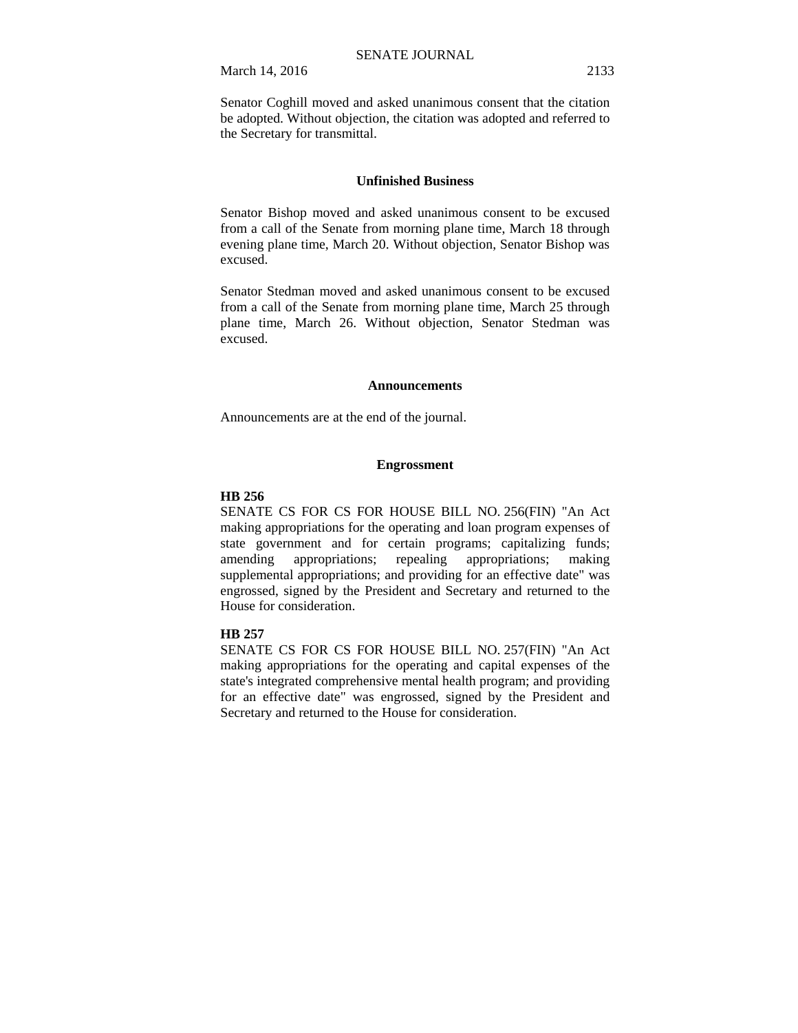Senator Coghill moved and asked unanimous consent that the citation be adopted. Without objection, the citation was adopted and referred to the Secretary for transmittal.

## Unfinished Business

Senator Bishop moved and asked unanimous consent to be excused from a call of the Senate from morning plane time, March 18 through evening plane time, March 20. Without objection, Senator Bishop was excused.

Senator Stedman moved and asked unanimous consent to be excused from a call of the Senate from morning plane time, March 25 through plane time, March 26. Without objection, Senator Stedman was excused.

## Announcements

Announcements are at the end of the journal.

## Engrossment

**HB 256**

SENATE CS FOR CS FOR HOUSE BILL NO. 256(FIN) "An Act making appropriations for the operating and loan program expenses of state government and for certain programs; capitalizing funds; amending appropriations; repealing appropriations; making supplemental appropriations; and providing for an effective date" was engrossed, signed by the President and Secretary and returned to the House for consideration.

**HB 257**

SENATE CS FOR CS FOR HOUSE BILL NO. 257(FIN) "An Act making appropriations for the operating and capital expenses of the state's integrated comprehensive mental health program; and providing for an effective date" was engrossed, signed by the President and Secretary and returned to the House for consideration.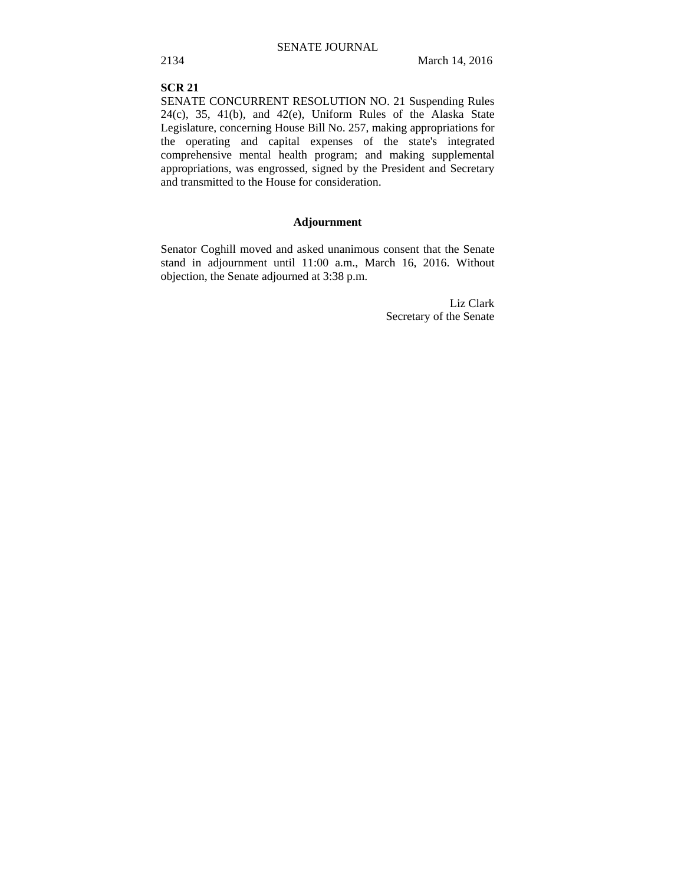**SCR 21**

SENATE CONCURRENT RESOLUTION NO. 21 Suspending Rules 24(c), 35, 41(b), and 42(e), Uniform Rules of the Alaska State Legislature, concerning House Bill No. 257, making appropriations for the operating and capital expenses of the state's integrated comprehensive mental health program; and making supplemental appropriations, was engrossed, signed by the President and Secretary and transmitted to the House for consideration.

## Adjournment

Senator Coghill moved and asked unanimous consent that the Senate stand in adjournment until 11:00 a.m., March 16, 2016. Without objection, the Senate adjourned at 3:38 p.m.

Liz Clark
Secretary of the Senate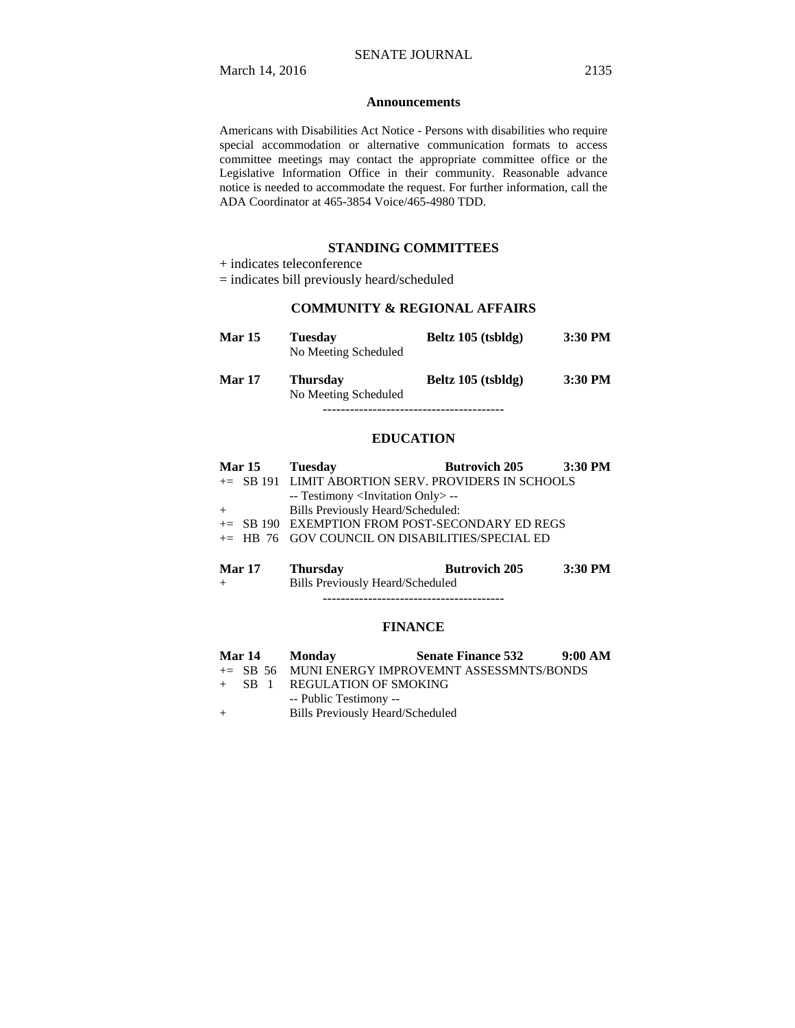## Announcements

Americans with Disabilities Act Notice - Persons with disabilities who require special accommodation or alternative communication formats to access committee meetings may contact the appropriate committee office or the Legislative Information Office in their community. Reasonable advance notice is needed to accommodate the request. For further information, call the ADA Coordinator at 465-3854 Voice/465-4980 TDD.

## STANDING COMMITTEES

+ indicates teleconference
= indicates bill previously heard/scheduled

### COMMUNITY & REGIONAL AFFAIRS

**Mar 15** **Tuesday** **Beltz 105 (tsbldg)** **3:30 PM**
No Meeting Scheduled

**Mar 17** **Thursday** **Beltz 105 (tsbldg)** **3:30 PM**
No Meeting Scheduled

----------------------------------------

### EDUCATION

**Mar 15** **Tuesday** **Butrovich 205** **3:30 PM**

+= SB 191 LIMIT ABORTION SERV. PROVIDERS IN SCHOOLS
-- Testimony <Invitation Only> --
+ Bills Previously Heard/Scheduled:
+= SB 190 EXEMPTION FROM POST-SECONDARY ED REGS
+= HB 76 GOV COUNCIL ON DISABILITIES/SPECIAL ED

**Mar 17** **Thursday** **Butrovich 205** **3:30 PM**

+ Bills Previously Heard/Scheduled

----------------------------------------

### FINANCE

**Mar 14** **Monday** **Senate Finance 532** **9:00 AM**

+= SB 56 MUNI ENERGY IMPROVEMNT ASSESSMNTS/BONDS
+ SB 1 REGULATION OF SMOKING
-- Public Testimony --
+ Bills Previously Heard/Scheduled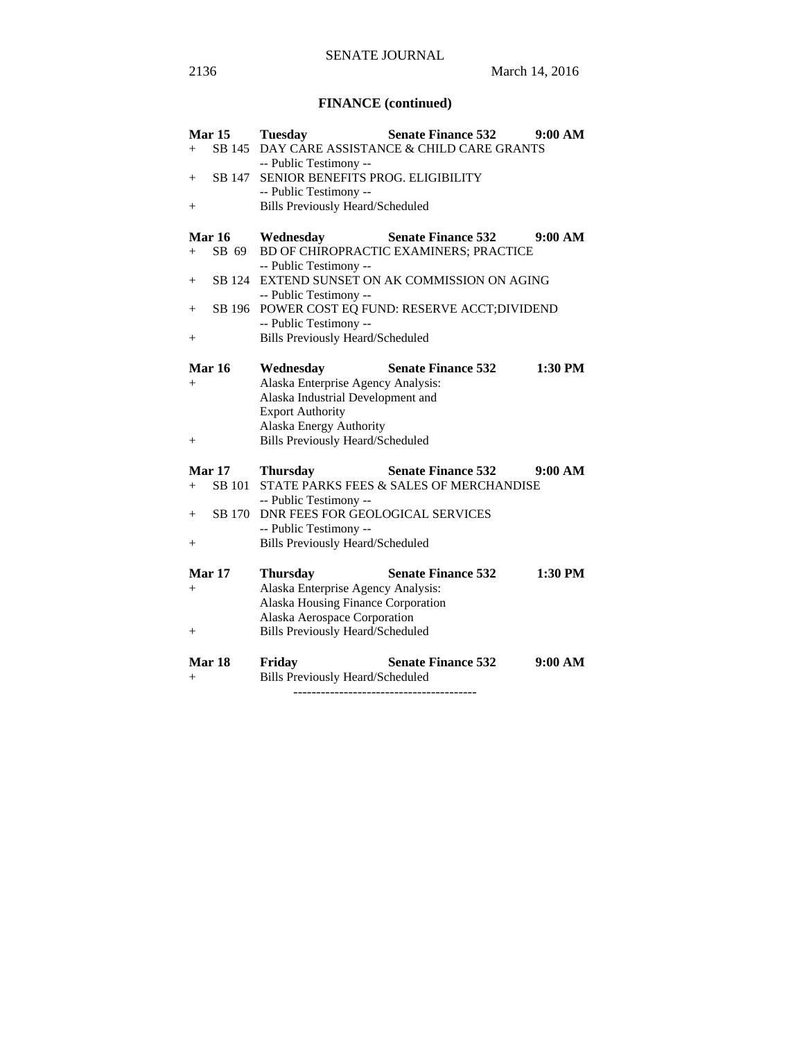## FINANCE (continued)

**Mar 15** **Tuesday** **Senate Finance 532** **9:00 AM**

+ SB 145 DAY CARE ASSISTANCE & CHILD CARE GRANTS
  -- Public Testimony --
+ SB 147 SENIOR BENEFITS PROG. ELIGIBILITY
  -- Public Testimony --
+ Bills Previously Heard/Scheduled

**Mar 16** **Wednesday** **Senate Finance 532** **9:00 AM**

+ SB 69 BD OF CHIROPRACTIC EXAMINERS; PRACTICE
  -- Public Testimony --
+ SB 124 EXTEND SUNSET ON AK COMMISSION ON AGING
  -- Public Testimony --
+ SB 196 POWER COST EQ FUND: RESERVE ACCT;DIVIDEND
  -- Public Testimony --
+ Bills Previously Heard/Scheduled

**Mar 16** **Wednesday** **Senate Finance 532** **1:30 PM**

+ Alaska Enterprise Agency Analysis:
  Alaska Industrial Development and
  Export Authority
  Alaska Energy Authority
+ Bills Previously Heard/Scheduled

**Mar 17** **Thursday** **Senate Finance 532** **9:00 AM**

+ SB 101 STATE PARKS FEES & SALES OF MERCHANDISE
  -- Public Testimony --
+ SB 170 DNR FEES FOR GEOLOGICAL SERVICES
  -- Public Testimony --
+ Bills Previously Heard/Scheduled

**Mar 17** **Thursday** **Senate Finance 532** **1:30 PM**

+ Alaska Enterprise Agency Analysis:
  Alaska Housing Finance Corporation
  Alaska Aerospace Corporation
+ Bills Previously Heard/Scheduled

**Mar 18** **Friday** **Senate Finance 532** **9:00 AM**

+ Bills Previously Heard/Scheduled

----------------------------------------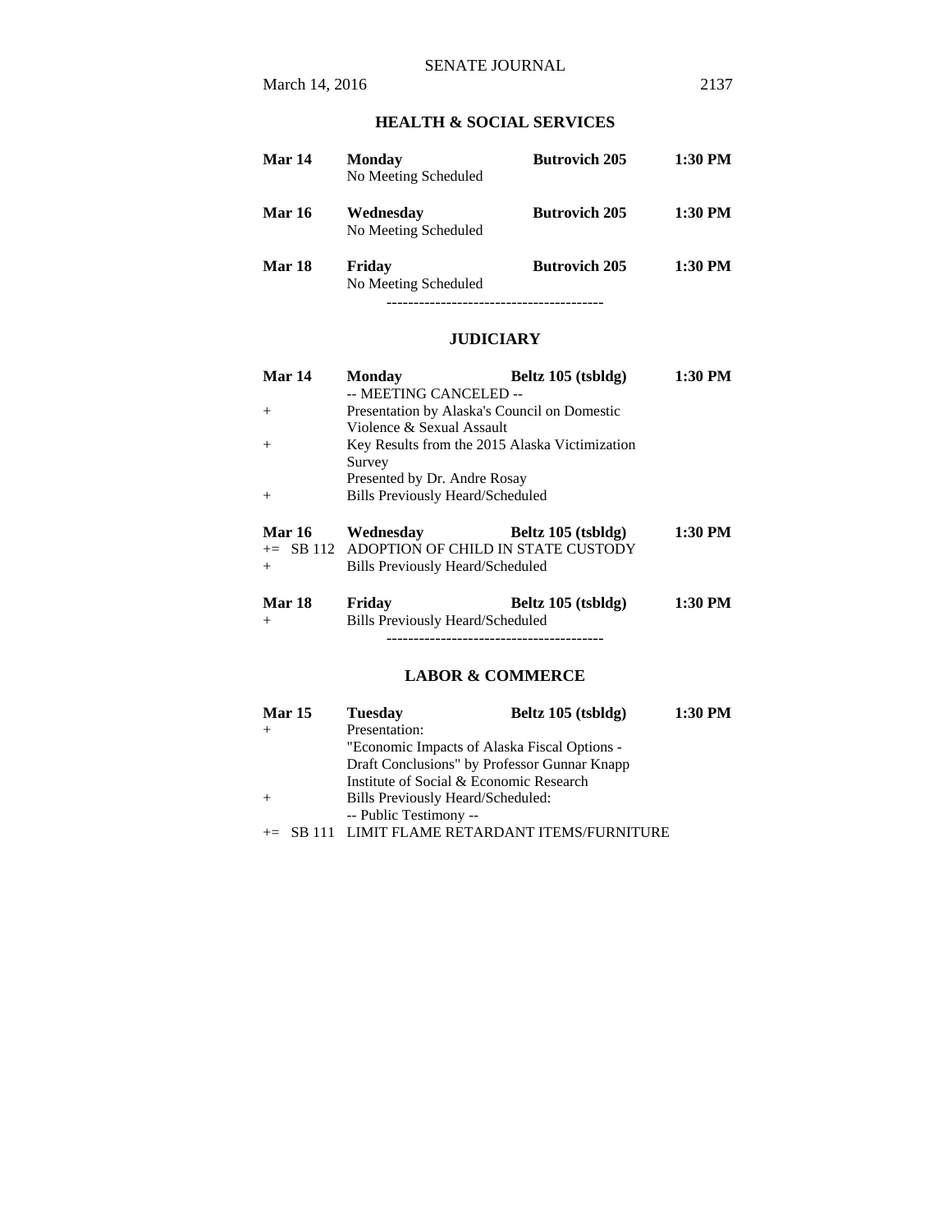## HEALTH & SOCIAL SERVICES

| | | | |
|---|---|---|---|
| **Mar 14** | **Monday** | **Butrovich 205** | **1:30 PM** |
| | No Meeting Scheduled | | |
| **Mar 16** | **Wednesday** | **Butrovich 205** | **1:30 PM** |
| | No Meeting Scheduled | | |
| **Mar 18** | **Friday** | **Butrovich 205** | **1:30 PM** |
| | No Meeting Scheduled | | |

----------------------------------------

## JUDICIARY

| | | | |
|---|---|---|---|
| **Mar 14** | **Monday** | **Beltz 105 (tsbldg)** | **1:30 PM** |
| | -- MEETING CANCELED -- | | |
| + | Presentation by Alaska's Council on Domestic Violence & Sexual Assault | | |
| + | Key Results from the 2015 Alaska Victimization Survey | | |
| | Presented by Dr. Andre Rosay | | |
| + | Bills Previously Heard/Scheduled | | |
| **Mar 16** | **Wednesday** | **Beltz 105 (tsbldg)** | **1:30 PM** |
| += SB 112 | ADOPTION OF CHILD IN STATE CUSTODY | | |
| + | Bills Previously Heard/Scheduled | | |
| **Mar 18** | **Friday** | **Beltz 105 (tsbldg)** | **1:30 PM** |
| + | Bills Previously Heard/Scheduled | | |

----------------------------------------

## LABOR & COMMERCE

| | | | |
|---|---|---|---|
| **Mar 15** | **Tuesday** | **Beltz 105 (tsbldg)** | **1:30 PM** |
| + | Presentation: | | |
| | "Economic Impacts of Alaska Fiscal Options - Draft Conclusions" by Professor Gunnar Knapp | | |
| | Institute of Social & Economic Research | | |
| + | Bills Previously Heard/Scheduled: | | |
| | -- Public Testimony -- | | |
| += SB 111 | LIMIT FLAME RETARDANT ITEMS/FURNITURE | | |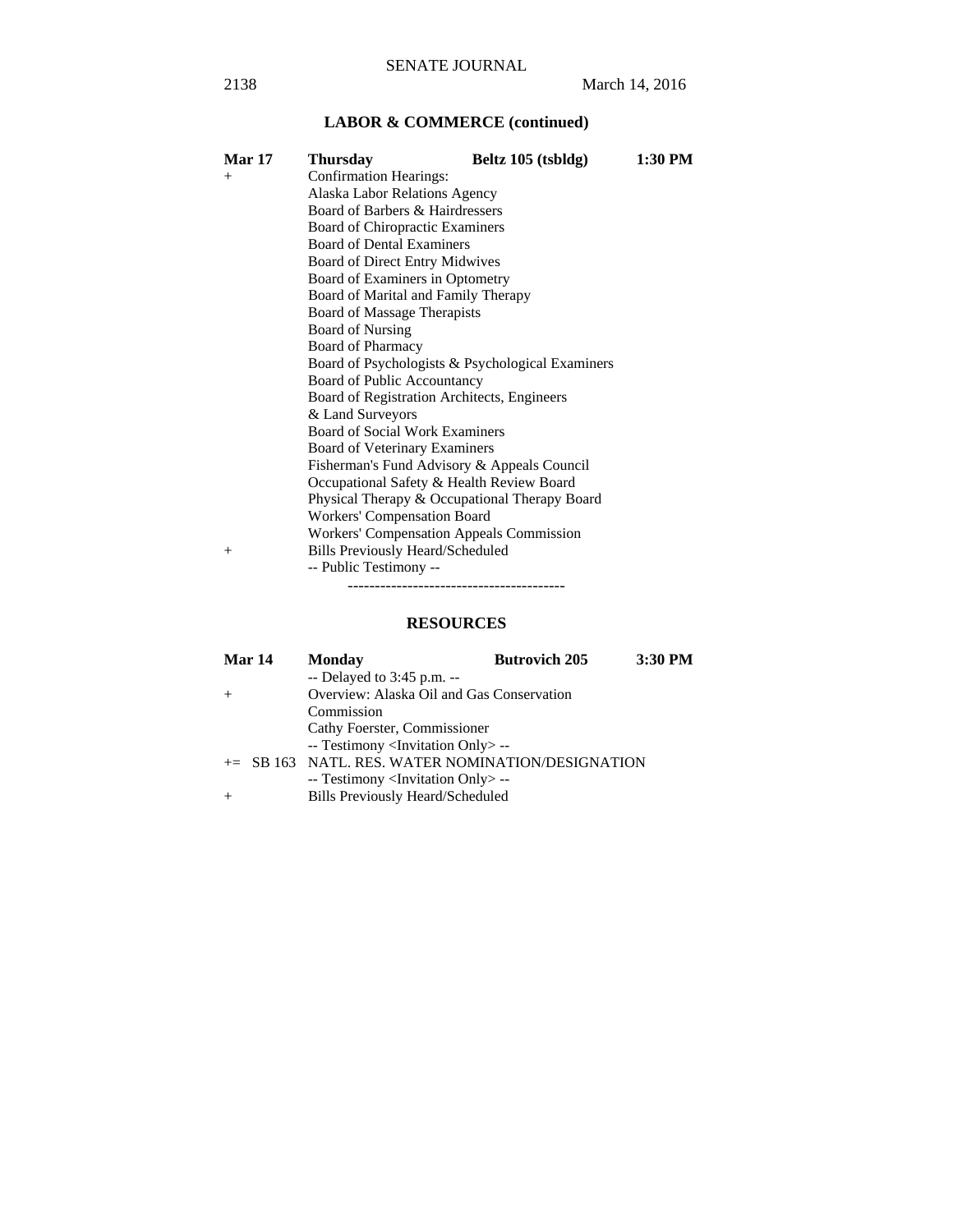## LABOR & COMMERCE (continued)

**Mar 17** **Thursday** **Beltz 105 (tsbldg)** **1:30 PM**

+ Confirmation Hearings:
  Alaska Labor Relations Agency
  Board of Barbers & Hairdressers
  Board of Chiropractic Examiners
  Board of Dental Examiners
  Board of Direct Entry Midwives
  Board of Examiners in Optometry
  Board of Marital and Family Therapy
  Board of Massage Therapists
  Board of Nursing
  Board of Pharmacy
  Board of Psychologists & Psychological Examiners
  Board of Public Accountancy
  Board of Registration Architects, Engineers
  & Land Surveyors
  Board of Social Work Examiners
  Board of Veterinary Examiners
  Fisherman's Fund Advisory & Appeals Council
  Occupational Safety & Health Review Board
  Physical Therapy & Occupational Therapy Board
  Workers' Compensation Board
  Workers' Compensation Appeals Commission
+ Bills Previously Heard/Scheduled
  -- Public Testimony --

----------------------------------------

## RESOURCES

**Mar 14** **Monday** **Butrovich 205** **3:30 PM**

-- Delayed to 3:45 p.m. --
+ Overview: Alaska Oil and Gas Conservation Commission
  Cathy Foerster, Commissioner
  -- Testimony <Invitation Only> --
+= SB 163 NATL. RES. WATER NOMINATION/DESIGNATION
  -- Testimony <Invitation Only> --
+ Bills Previously Heard/Scheduled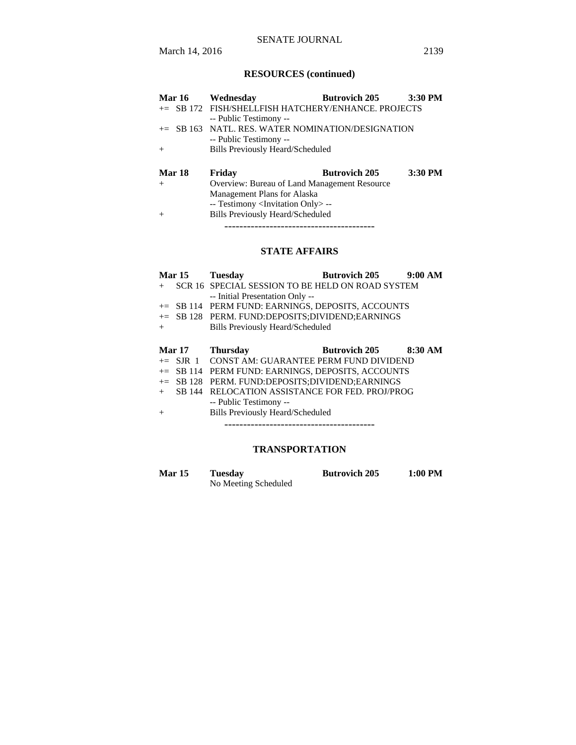## RESOURCES (continued)

**Mar 16** **Wednesday** **Butrovich 205** **3:30 PM**

+= SB 172 FISH/SHELLFISH HATCHERY/ENHANCE. PROJECTS
-- Public Testimony --
+= SB 163 NATL. RES. WATER NOMINATION/DESIGNATION
-- Public Testimony --
+ Bills Previously Heard/Scheduled

**Mar 18** **Friday** **Butrovich 205** **3:30 PM**

+ Overview: Bureau of Land Management Resource Management Plans for Alaska
-- Testimony <Invitation Only> --
+ Bills Previously Heard/Scheduled

----------------------------------------

## STATE AFFAIRS

**Mar 15** **Tuesday** **Butrovich 205** **9:00 AM**

+ SCR 16 SPECIAL SESSION TO BE HELD ON ROAD SYSTEM
-- Initial Presentation Only --
+= SB 114 PERM FUND: EARNINGS, DEPOSITS, ACCOUNTS
+= SB 128 PERM. FUND:DEPOSITS;DIVIDEND;EARNINGS
+ Bills Previously Heard/Scheduled

**Mar 17** **Thursday** **Butrovich 205** **8:30 AM**

+= SJR 1 CONST AM: GUARANTEE PERM FUND DIVIDEND
+= SB 114 PERM FUND: EARNINGS, DEPOSITS, ACCOUNTS
+= SB 128 PERM. FUND:DEPOSITS;DIVIDEND;EARNINGS
+ SB 144 RELOCATION ASSISTANCE FOR FED. PROJ/PROG
-- Public Testimony --
+ Bills Previously Heard/Scheduled

----------------------------------------

## TRANSPORTATION

**Mar 15** **Tuesday** **Butrovich 205** **1:00 PM**

No Meeting Scheduled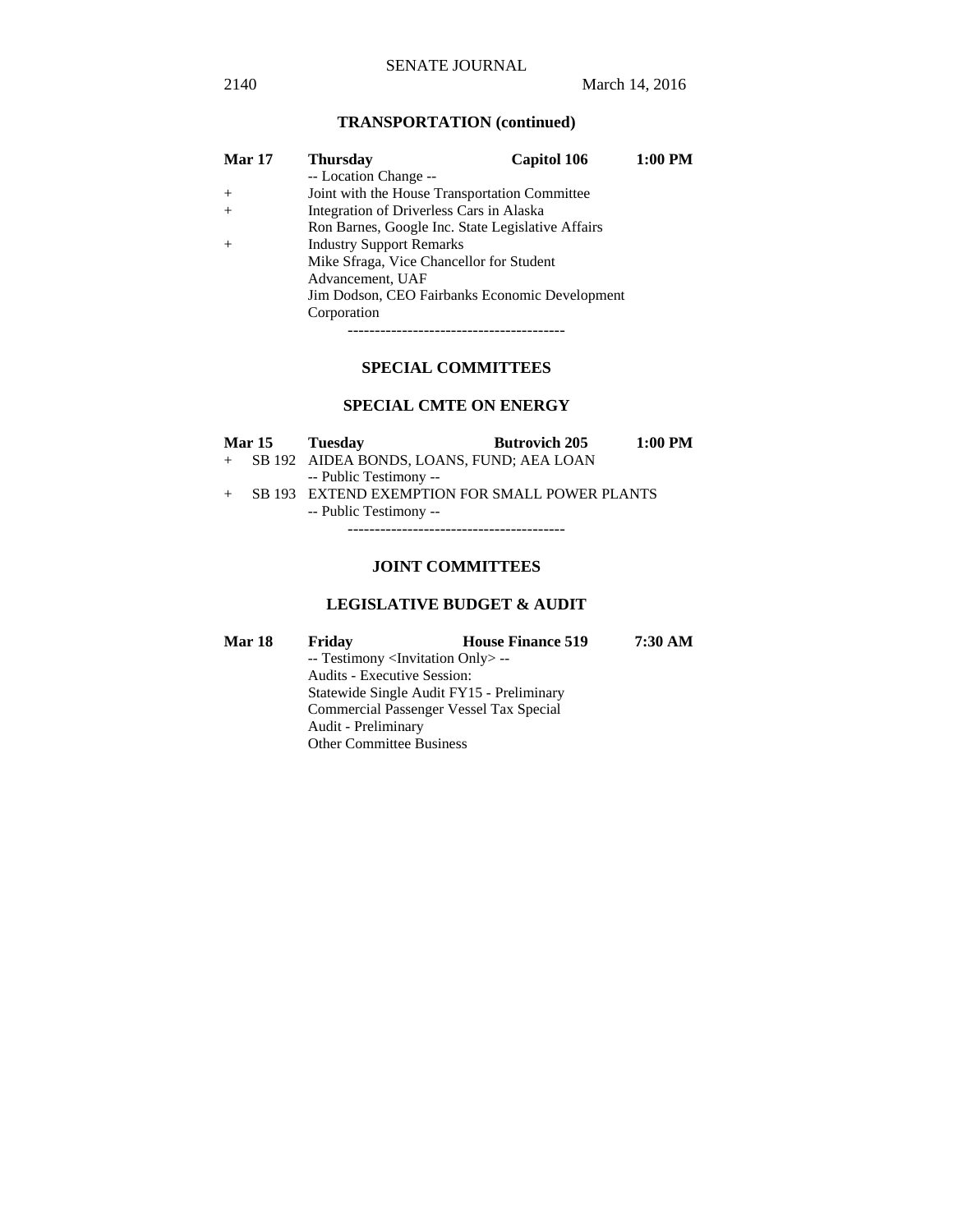## TRANSPORTATION (continued)

| | | | |
|---|---|---|---|
| **Mar 17** | **Thursday** | **Capitol 106** | **1:00 PM** |

-- Location Change --

+ Joint with the House Transportation Committee
+ Integration of Driverless Cars in Alaska
  Ron Barnes, Google Inc. State Legislative Affairs
+ Industry Support Remarks
  Mike Sfraga, Vice Chancellor for Student Advancement, UAF
  Jim Dodson, CEO Fairbanks Economic Development Corporation

----------------------------------------

## SPECIAL COMMITTEES

### SPECIAL CMTE ON ENERGY

| | | | |
|---|---|---|---|
| **Mar 15** | **Tuesday** | **Butrovich 205** | **1:00 PM** |

+ SB 192 AIDEA BONDS, LOANS, FUND; AEA LOAN
  -- Public Testimony --
+ SB 193 EXTEND EXEMPTION FOR SMALL POWER PLANTS
  -- Public Testimony --

----------------------------------------

## JOINT COMMITTEES

### LEGISLATIVE BUDGET & AUDIT

| | | | |
|---|---|---|---|
| **Mar 18** | **Friday** | **House Finance 519** | **7:30 AM** |

-- Testimony <Invitation Only> --
Audits - Executive Session:
Statewide Single Audit FY15 - Preliminary
Commercial Passenger Vessel Tax Special Audit - Preliminary
Other Committee Business